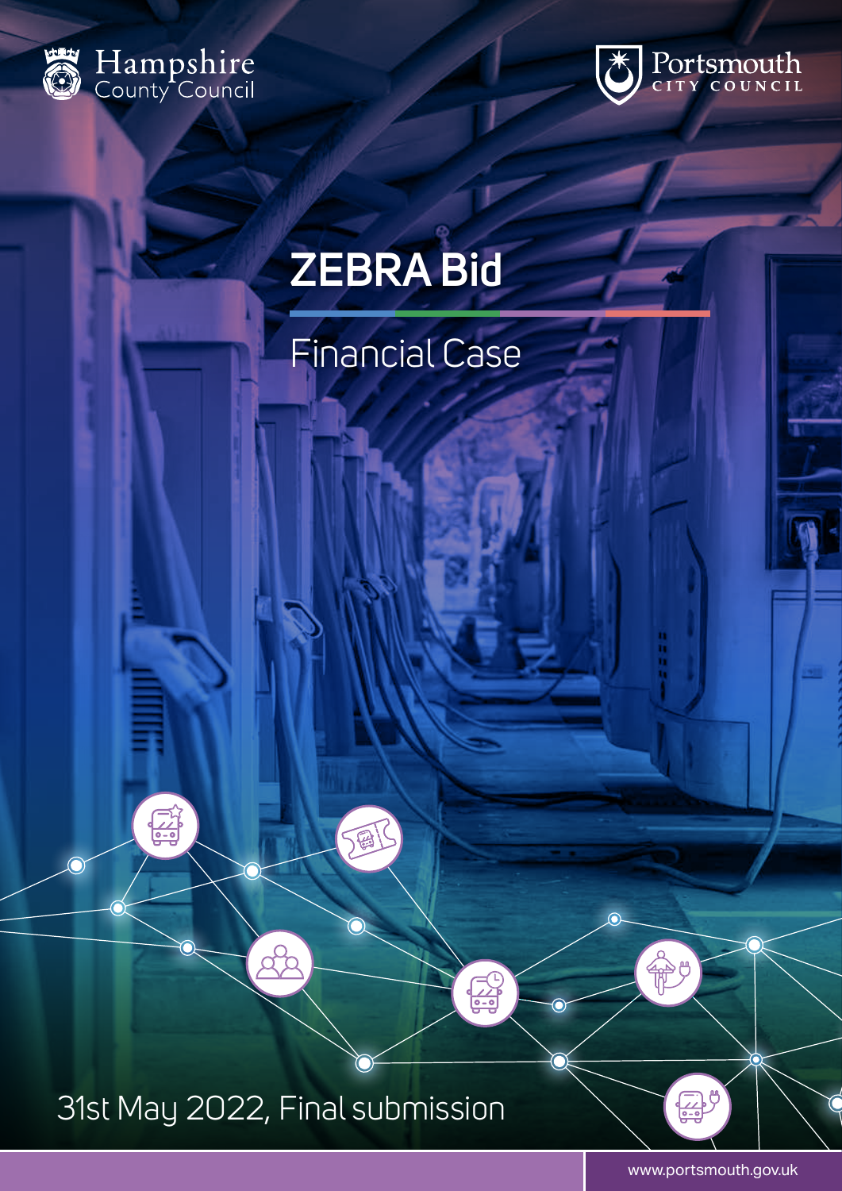Hampshire County Council

Portsmouth City Council

# ZEBRA Bid

## Financial Case

31st May 2022, Final submission

www.portsmouth.gov.uk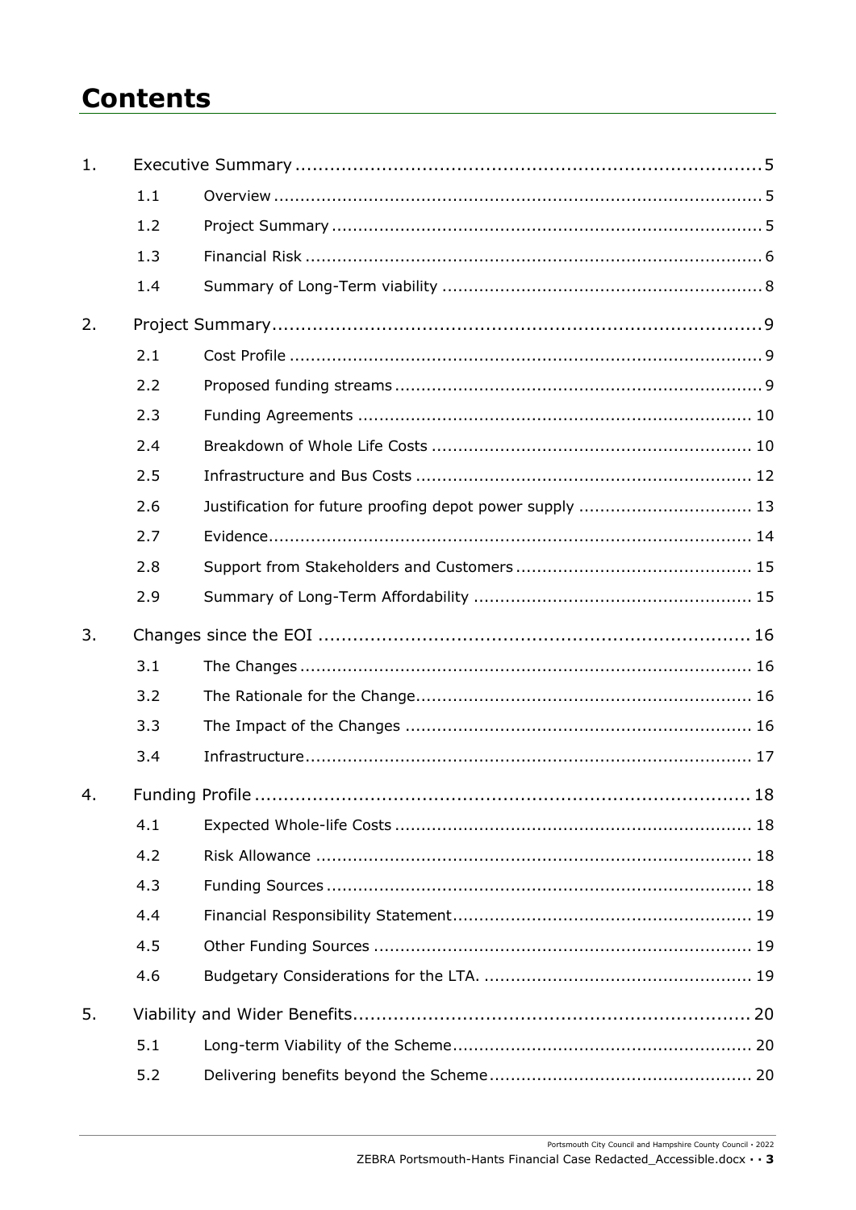# Contents

1. Executive Summary ... 5
   - 1.1 Overview ... 5
   - 1.2 Project Summary ... 5
   - 1.3 Financial Risk ... 6
   - 1.4 Summary of Long-Term viability ... 8
2. Project Summary ... 9
   - 2.1 Cost Profile ... 9
   - 2.2 Proposed funding streams ... 9
   - 2.3 Funding Agreements ... 10
   - 2.4 Breakdown of Whole Life Costs ... 10
   - 2.5 Infrastructure and Bus Costs ... 12
   - 2.6 Justification for future proofing depot power supply ... 13
   - 2.7 Evidence ... 14
   - 2.8 Support from Stakeholders and Customers ... 15
   - 2.9 Summary of Long-Term Affordability ... 15
3. Changes since the EOI ... 16
   - 3.1 The Changes ... 16
   - 3.2 The Rationale for the Change ... 16
   - 3.3 The Impact of the Changes ... 16
   - 3.4 Infrastructure ... 17
4. Funding Profile ... 18
   - 4.1 Expected Whole-life Costs ... 18
   - 4.2 Risk Allowance ... 18
   - 4.3 Funding Sources ... 18
   - 4.4 Financial Responsibility Statement ... 19
   - 4.5 Other Funding Sources ... 19
   - 4.6 Budgetary Considerations for the LTA. ... 19
5. Viability and Wider Benefits ... 20
   - 5.1 Long-term Viability of the Scheme ... 20
   - 5.2 Delivering benefits beyond the Scheme ... 20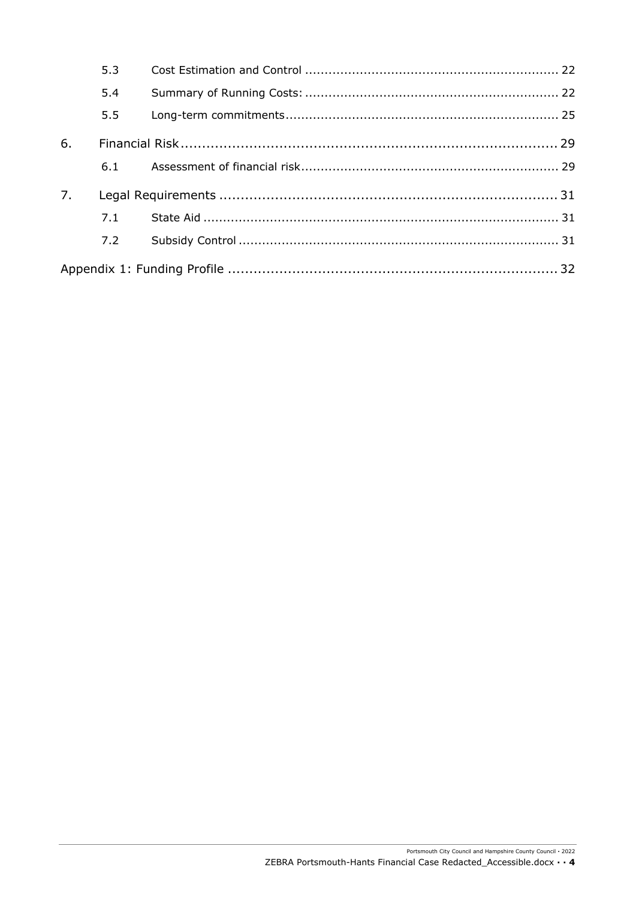| | | |
|---|---|---|
| 5.3 | Cost Estimation and Control | 22 |
| 5.4 | Summary of Running Costs: | 22 |
| 5.5 | Long-term commitments | 25 |
| 6. | Financial Risk | 29 |
| 6.1 | Assessment of financial risk | 29 |
| 7. | Legal Requirements | 31 |
| 7.1 | State Aid | 31 |
| 7.2 | Subsidy Control | 31 |
| Appendix 1: Funding Profile | | 32 |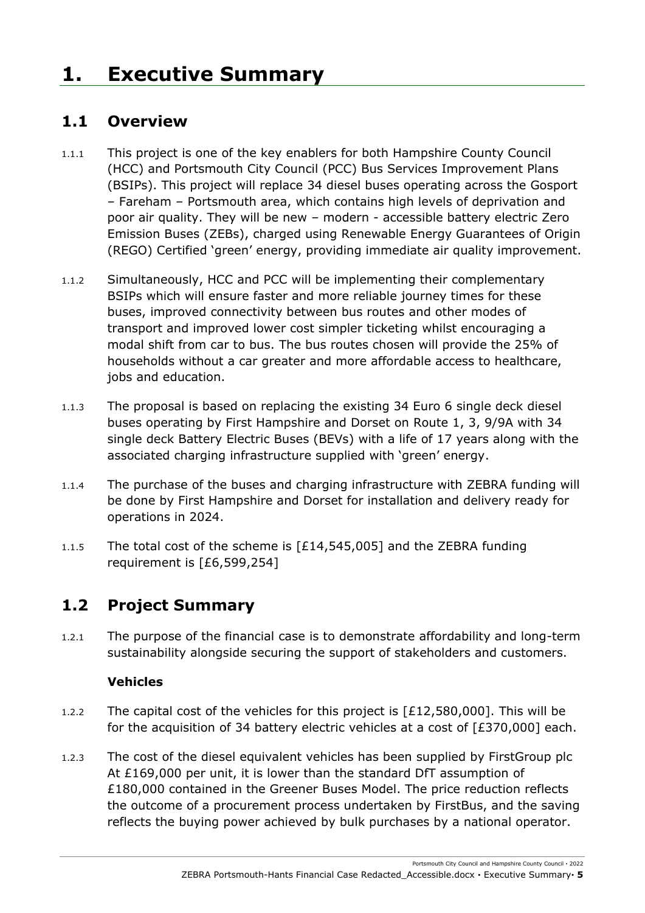# 1. Executive Summary

## 1.1 Overview

1.1.1 This project is one of the key enablers for both Hampshire County Council (HCC) and Portsmouth City Council (PCC) Bus Services Improvement Plans (BSIPs). This project will replace 34 diesel buses operating across the Gosport – Fareham – Portsmouth area, which contains high levels of deprivation and poor air quality. They will be new – modern - accessible battery electric Zero Emission Buses (ZEBs), charged using Renewable Energy Guarantees of Origin (REGO) Certified 'green' energy, providing immediate air quality improvement.

1.1.2 Simultaneously, HCC and PCC will be implementing their complementary BSIPs which will ensure faster and more reliable journey times for these buses, improved connectivity between bus routes and other modes of transport and improved lower cost simpler ticketing whilst encouraging a modal shift from car to bus. The bus routes chosen will provide the 25% of households without a car greater and more affordable access to healthcare, jobs and education.

1.1.3 The proposal is based on replacing the existing 34 Euro 6 single deck diesel buses operating by First Hampshire and Dorset on Route 1, 3, 9/9A with 34 single deck Battery Electric Buses (BEVs) with a life of 17 years along with the associated charging infrastructure supplied with 'green' energy.

1.1.4 The purchase of the buses and charging infrastructure with ZEBRA funding will be done by First Hampshire and Dorset for installation and delivery ready for operations in 2024.

1.1.5 The total cost of the scheme is [£14,545,005] and the ZEBRA funding requirement is [£6,599,254]

## 1.2 Project Summary

1.2.1 The purpose of the financial case is to demonstrate affordability and long-term sustainability alongside securing the support of stakeholders and customers.

**Vehicles**

1.2.2 The capital cost of the vehicles for this project is [£12,580,000]. This will be for the acquisition of 34 battery electric vehicles at a cost of [£370,000] each.

1.2.3 The cost of the diesel equivalent vehicles has been supplied by FirstGroup plc At £169,000 per unit, it is lower than the standard DfT assumption of £180,000 contained in the Greener Buses Model. The price reduction reflects the outcome of a procurement process undertaken by FirstBus, and the saving reflects the buying power achieved by bulk purchases by a national operator.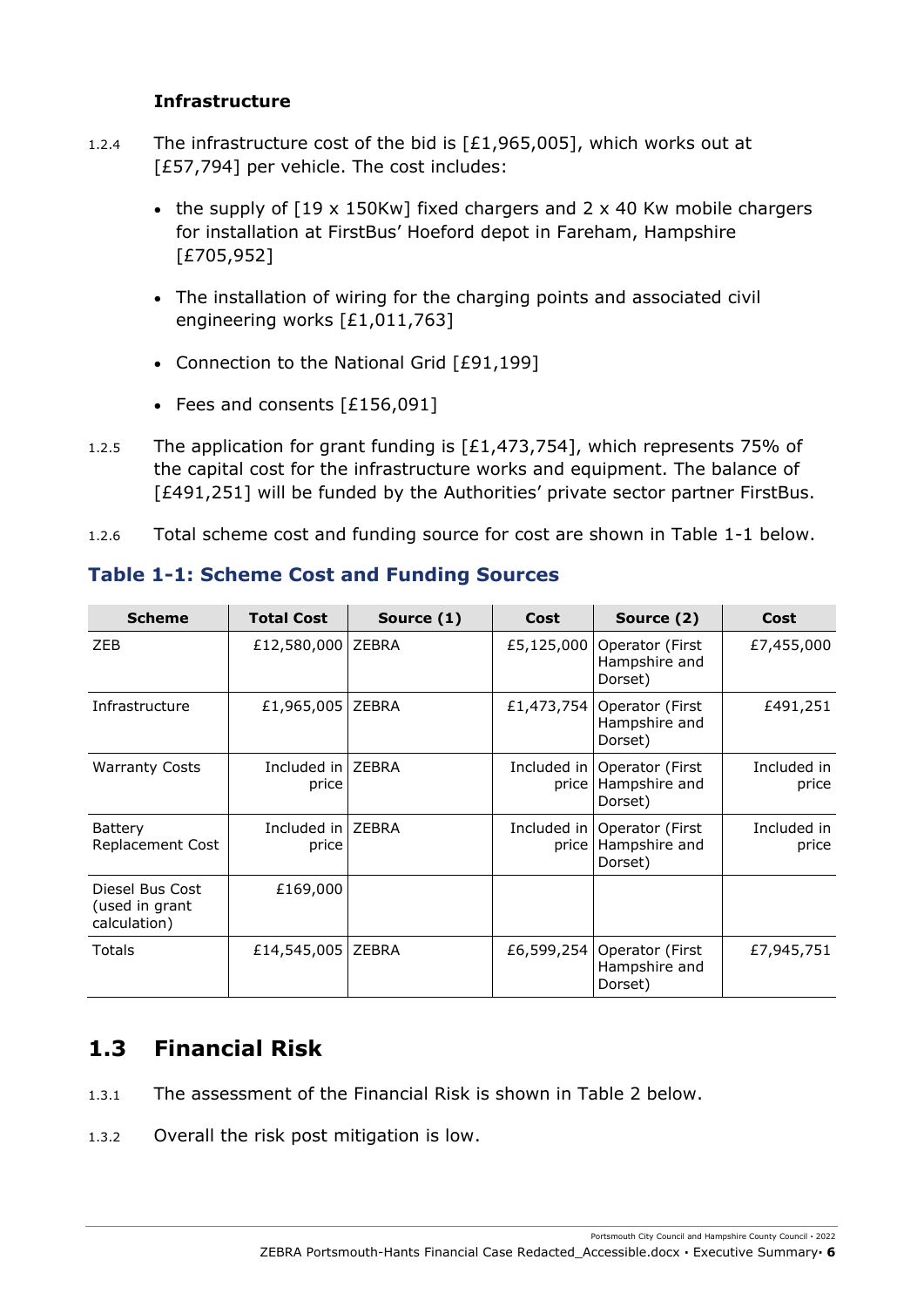### Infrastructure

1.2.4 The infrastructure cost of the bid is [£1,965,005], which works out at [£57,794] per vehicle. The cost includes:

- the supply of [19 x 150Kw] fixed chargers and 2 x 40 Kw mobile chargers for installation at FirstBus' Hoeford depot in Fareham, Hampshire [£705,952]
- The installation of wiring for the charging points and associated civil engineering works [£1,011,763]
- Connection to the National Grid [£91,199]
- Fees and consents [£156,091]

1.2.5 The application for grant funding is [£1,473,754], which represents 75% of the capital cost for the infrastructure works and equipment. The balance of [£491,251] will be funded by the Authorities' private sector partner FirstBus.

1.2.6 Total scheme cost and funding source for cost are shown in Table 1-1 below.

**Table 1-1: Scheme Cost and Funding Sources**

| Scheme | Total Cost | Source (1) | Cost | Source (2) | Cost |
|---|---|---|---|---|---|
| ZEB | £12,580,000 | ZEBRA | £5,125,000 | Operator (First Hampshire and Dorset) | £7,455,000 |
| Infrastructure | £1,965,005 | ZEBRA | £1,473,754 | Operator (First Hampshire and Dorset) | £491,251 |
| Warranty Costs | Included in price | ZEBRA | Included in price | Operator (First Hampshire and Dorset) | Included in price |
| Battery Replacement Cost | Included in price | ZEBRA | Included in price | Operator (First Hampshire and Dorset) | Included in price |
| Diesel Bus Cost (used in grant calculation) | £169,000 | | | | |
| Totals | £14,545,005 | ZEBRA | £6,599,254 | Operator (First Hampshire and Dorset) | £7,945,751 |

## 1.3 Financial Risk

1.3.1 The assessment of the Financial Risk is shown in Table 2 below.

1.3.2 Overall the risk post mitigation is low.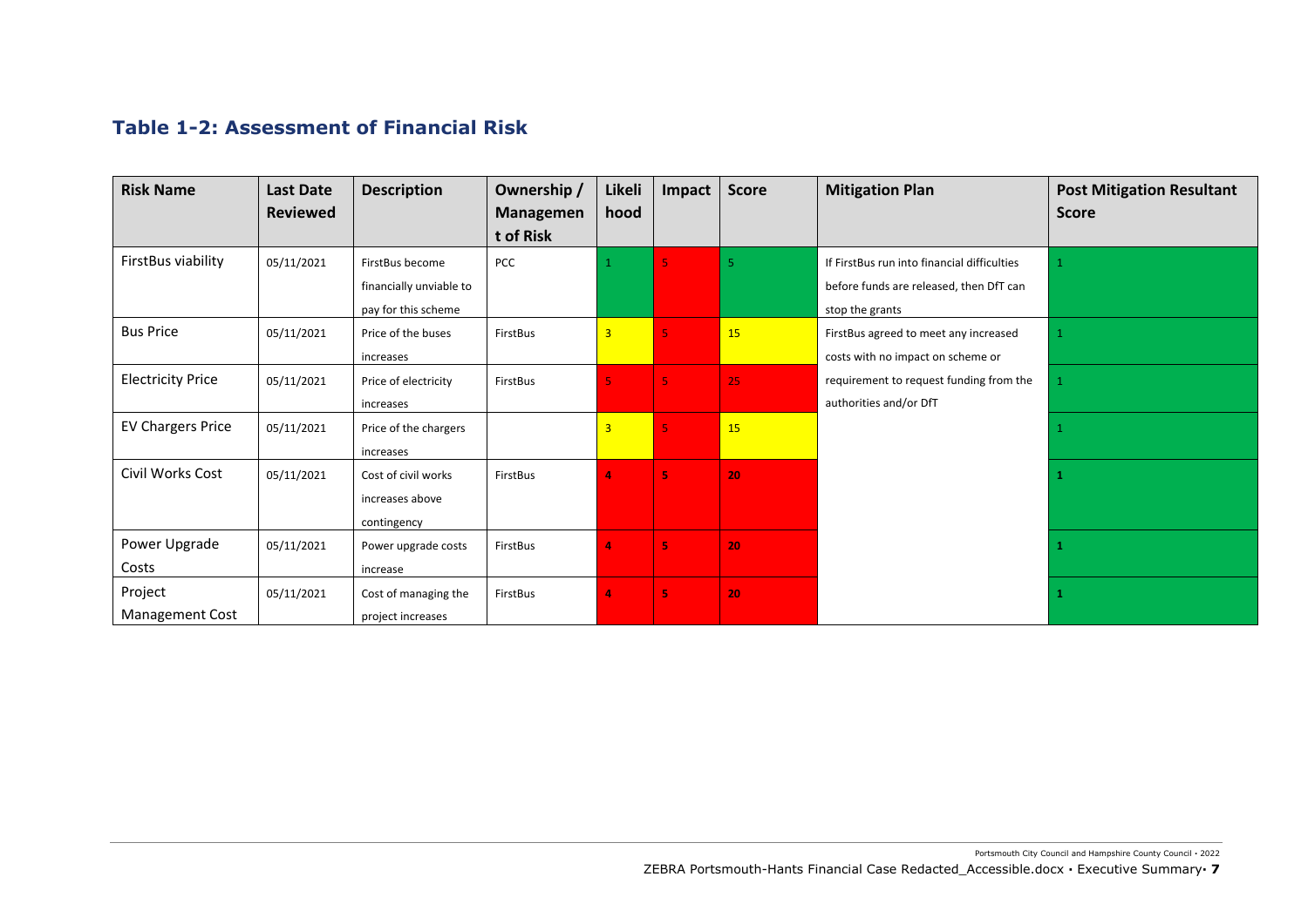### Table 1-2: Assessment of Financial Risk

| Risk Name | Last Date Reviewed | Description | Ownership / Management of Risk | Likelihood | Impact | Score | Mitigation Plan | Post Mitigation Resultant Score |
|---|---|---|---|---|---|---|---|---|
| FirstBus viability | 05/11/2021 | FirstBus become financially unviable to pay for this scheme | PCC | 1 | 5 | 5 | If FirstBus run into financial difficulties before funds are released, then DfT can stop the grants | 1 |
| Bus Price | 05/11/2021 | Price of the buses increases | FirstBus | 3 | 5 | 15 | FirstBus agreed to meet any increased costs with no impact on scheme or requirement to request funding from the authorities and/or DfT | 1 |
| Electricity Price | 05/11/2021 | Price of electricity increases | FirstBus | 5 | 5 | 25 | | 1 |
| EV Chargers Price | 05/11/2021 | Price of the chargers increases | | 3 | 5 | 15 | | 1 |
| Civil Works Cost | 05/11/2021 | Cost of civil works increases above contingency | FirstBus | 4 | 5 | 20 | | 1 |
| Power Upgrade Costs | 05/11/2021 | Power upgrade costs increase | FirstBus | 4 | 5 | 20 | | 1 |
| Project Management Cost | 05/11/2021 | Cost of managing the project increases | FirstBus | 4 | 5 | 20 | | 1 |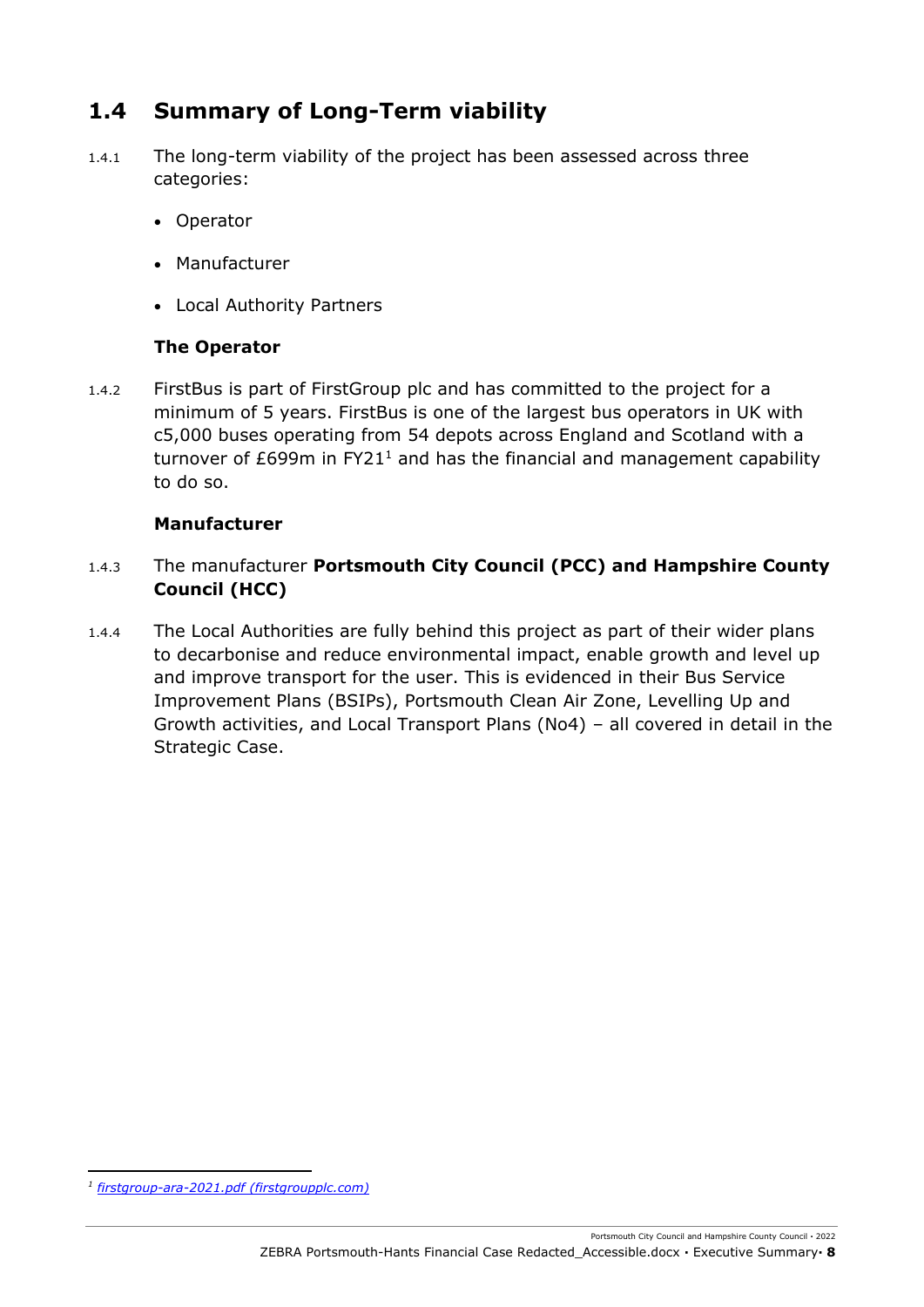## 1.4 Summary of Long-Term viability

1.4.1 The long-term viability of the project has been assessed across three categories:

- Operator
- Manufacturer
- Local Authority Partners

**The Operator**

1.4.2 FirstBus is part of FirstGroup plc and has committed to the project for a minimum of 5 years. FirstBus is one of the largest bus operators in UK with c5,000 buses operating from 54 depots across England and Scotland with a turnover of £699m in FY21[1] and has the financial and management capability to do so.

**Manufacturer**

1.4.3 The manufacturer **Portsmouth City Council (PCC) and Hampshire County Council (HCC)**

1.4.4 The Local Authorities are fully behind this project as part of their wider plans to decarbonise and reduce environmental impact, enable growth and level up and improve transport for the user. This is evidenced in their Bus Service Improvement Plans (BSIPs), Portsmouth Clean Air Zone, Levelling Up and Growth activities, and Local Transport Plans (No4) – all covered in detail in the Strategic Case.

---

[1] *firstgroup-ara-2021.pdf (firstgroupplc.com)*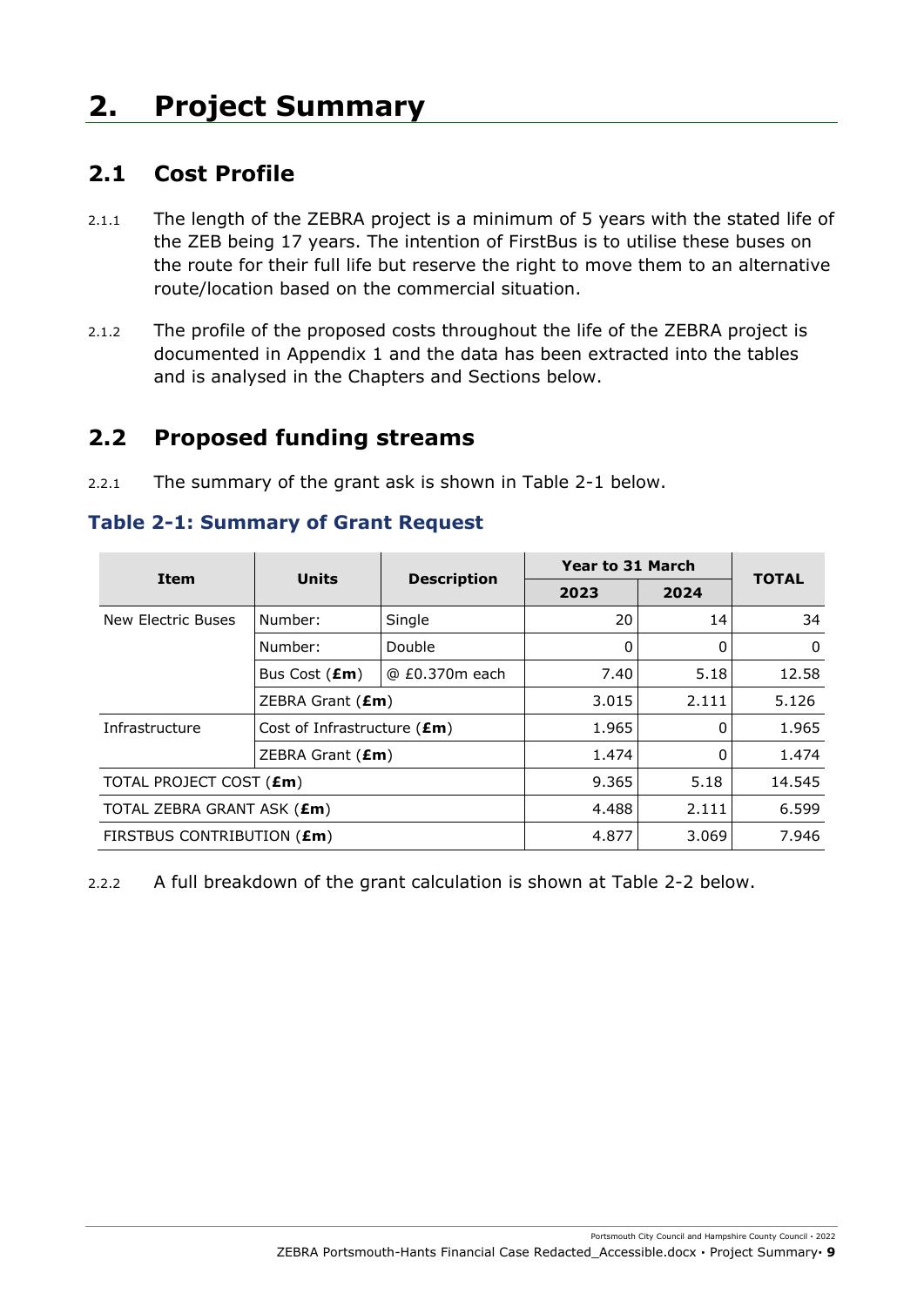# 2. Project Summary

## 2.1 Cost Profile

2.1.1 The length of the ZEBRA project is a minimum of 5 years with the stated life of the ZEB being 17 years. The intention of FirstBus is to utilise these buses on the route for their full life but reserve the right to move them to an alternative route/location based on the commercial situation.

2.1.2 The profile of the proposed costs throughout the life of the ZEBRA project is documented in Appendix 1 and the data has been extracted into the tables and is analysed in the Chapters and Sections below.

## 2.2 Proposed funding streams

2.2.1 The summary of the grant ask is shown in Table 2-1 below.

### Table 2-1: Summary of Grant Request

| Item | Units | Description | Year to 31 March | | TOTAL |
|---|---|---|---|---|---|
| | | | 2023 | 2024 | |
| New Electric Buses | Number: | Single | 20 | 14 | 34 |
| | Number: | Double | 0 | 0 | 0 |
| | Bus Cost (**£m**) | @ £0.370m each | 7.40 | 5.18 | 12.58 |
| | ZEBRA Grant (**£m**) | | 3.015 | 2.111 | 5.126 |
| Infrastructure | Cost of Infrastructure (**£m**) | | 1.965 | 0 | 1.965 |
| | ZEBRA Grant (**£m**) | | 1.474 | 0 | 1.474 |
| TOTAL PROJECT COST (**£m**) | | | 9.365 | 5.18 | 14.545 |
| TOTAL ZEBRA GRANT ASK (**£m**) | | | 4.488 | 2.111 | 6.599 |
| FIRSTBUS CONTRIBUTION (**£m**) | | | 4.877 | 3.069 | 7.946 |

2.2.2 A full breakdown of the grant calculation is shown at Table 2-2 below.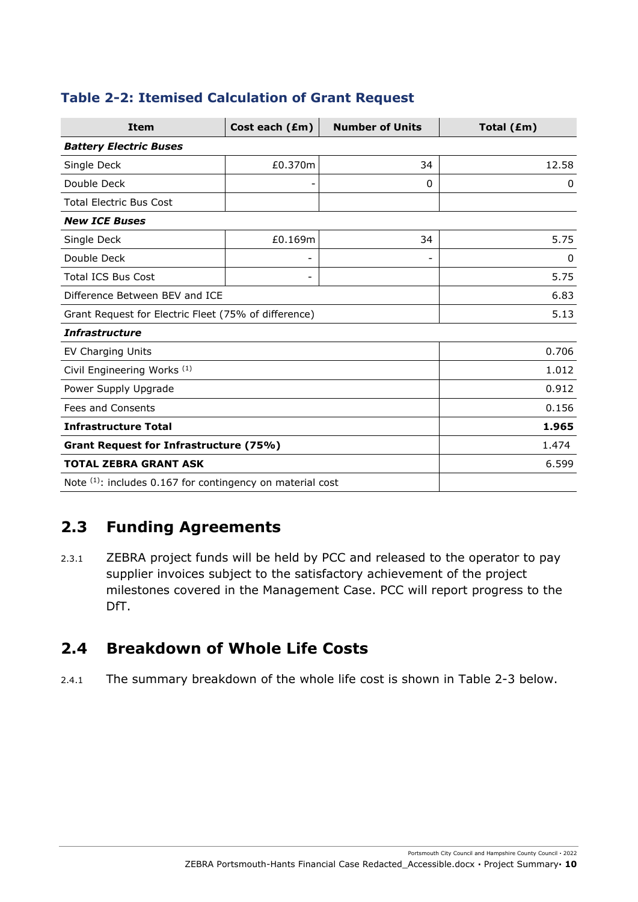### Table 2-2: Itemised Calculation of Grant Request

| Item | Cost each (£m) | Number of Units | Total (£m) |
|---|---|---|---|
| ***Battery Electric Buses*** | | | |
| Single Deck | £0.370m | 34 | 12.58 |
| Double Deck | - | 0 | 0 |
| Total Electric Bus Cost | | | |
| ***New ICE Buses*** | | | |
| Single Deck | £0.169m | 34 | 5.75 |
| Double Deck | - | - | 0 |
| Total ICS Bus Cost | - | | 5.75 |
| Difference Between BEV and ICE | | | 6.83 |
| Grant Request for Electric Fleet (75% of difference) | | | 5.13 |
| ***Infrastructure*** | | | |
| EV Charging Units | | | 0.706 |
| Civil Engineering Works [1] | | | 1.012 |
| Power Supply Upgrade | | | 0.912 |
| Fees and Consents | | | 0.156 |
| **Infrastructure Total** | | | **1.965** |
| **Grant Request for Infrastructure (75%)** | | | 1.474 |
| **TOTAL ZEBRA GRANT ASK** | | | 6.599 |
| Note [1]: includes 0.167 for contingency on material cost | | | |

## 2.3 Funding Agreements

2.3.1 ZEBRA project funds will be held by PCC and released to the operator to pay supplier invoices subject to the satisfactory achievement of the project milestones covered in the Management Case. PCC will report progress to the DfT.

## 2.4 Breakdown of Whole Life Costs

2.4.1 The summary breakdown of the whole life cost is shown in Table 2-3 below.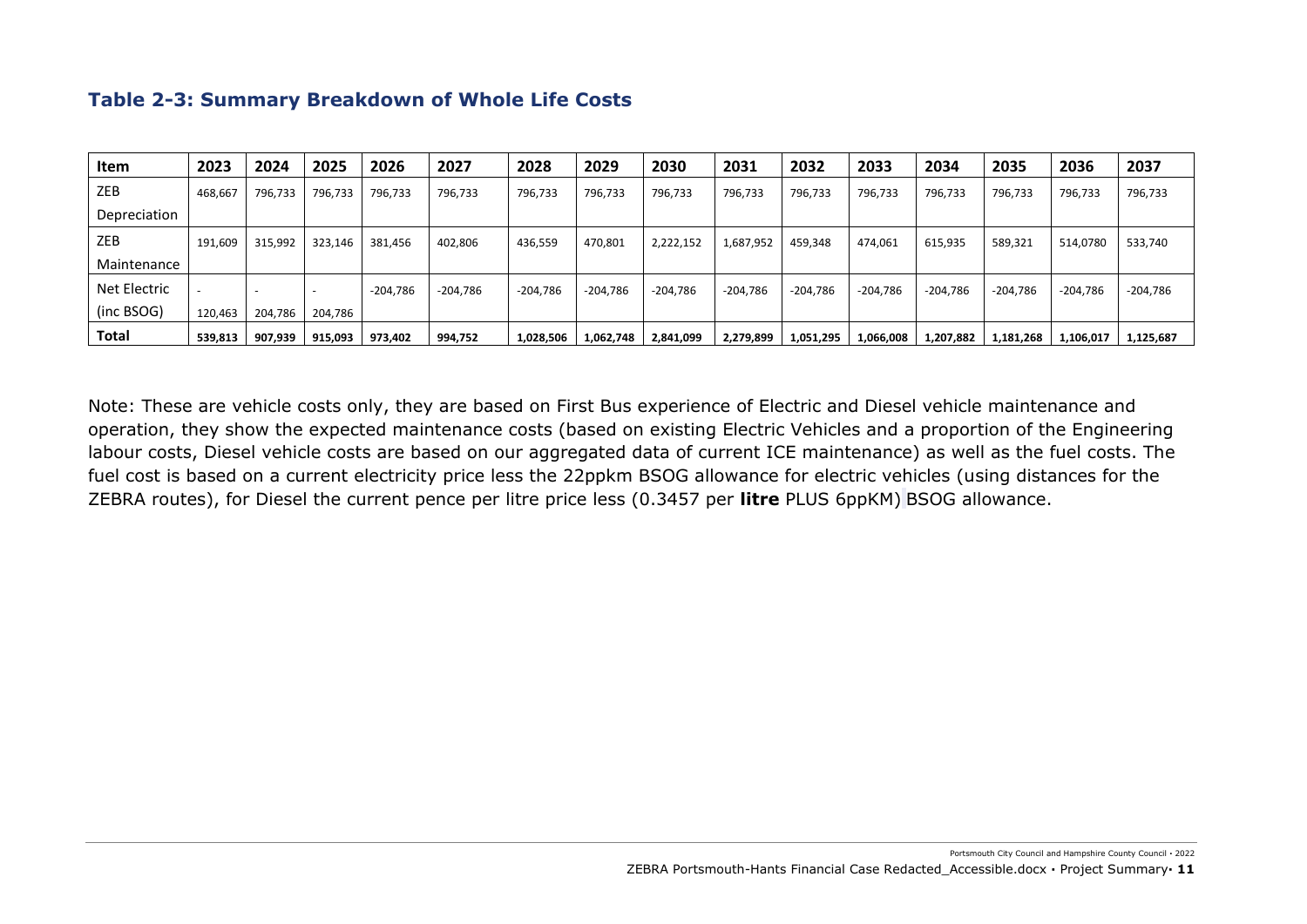### Table 2-3: Summary Breakdown of Whole Life Costs

| Item | 2023 | 2024 | 2025 | 2026 | 2027 | 2028 | 2029 | 2030 | 2031 | 2032 | 2033 | 2034 | 2035 | 2036 | 2037 |
|---|---|---|---|---|---|---|---|---|---|---|---|---|---|---|---|
| ZEB Depreciation | 468,667 | 796,733 | 796,733 | 796,733 | 796,733 | 796,733 | 796,733 | 796,733 | 796,733 | 796,733 | 796,733 | 796,733 | 796,733 | 796,733 | 796,733 |
| ZEB Maintenance | 191,609 | 315,992 | 323,146 | 381,456 | 402,806 | 436,559 | 470,801 | 2,222,152 | 1,687,952 | 459,348 | 474,061 | 615,935 | 589,321 | 514,0780 | 533,740 |
| Net Electric (inc BSOG) | -120,463 | -204,786 | -204,786 | -204,786 | -204,786 | -204,786 | -204,786 | -204,786 | -204,786 | -204,786 | -204,786 | -204,786 | -204,786 | -204,786 | -204,786 |
| **Total** | **539,813** | **907,939** | **915,093** | **973,402** | **994,752** | **1,028,506** | **1,062,748** | **2,841,099** | **2,279,899** | **1,051,295** | **1,066,008** | **1,207,882** | **1,181,268** | **1,106,017** | **1,125,687** |

Note: These are vehicle costs only, they are based on First Bus experience of Electric and Diesel vehicle maintenance and operation, they show the expected maintenance costs (based on existing Electric Vehicles and a proportion of the Engineering labour costs, Diesel vehicle costs are based on our aggregated data of current ICE maintenance) as well as the fuel costs. The fuel cost is based on a current electricity price less the 22ppkm BSOG allowance for electric vehicles (using distances for the ZEBRA routes), for Diesel the current pence per litre price less (0.3457 per **litre** PLUS 6ppKM) BSOG allowance.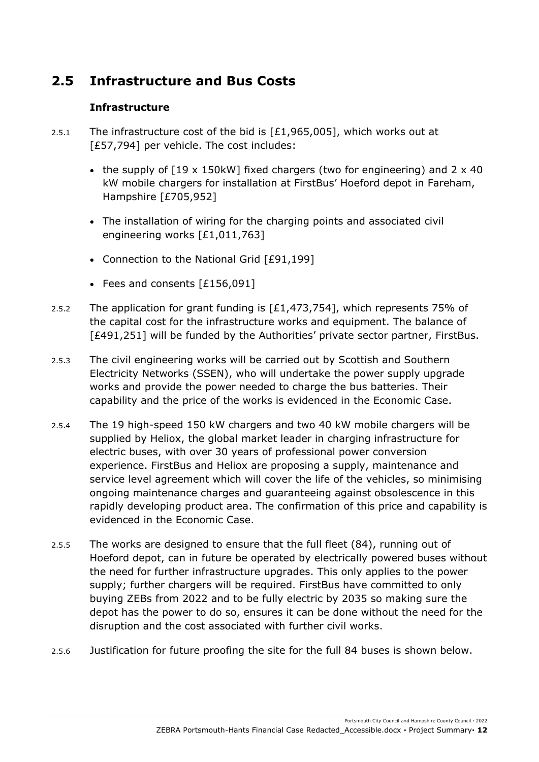## 2.5 Infrastructure and Bus Costs

### Infrastructure

2.5.1 The infrastructure cost of the bid is [£1,965,005], which works out at [£57,794] per vehicle. The cost includes:

- the supply of [19 x 150kW] fixed chargers (two for engineering) and 2 x 40 kW mobile chargers for installation at FirstBus' Hoeford depot in Fareham, Hampshire [£705,952]
- The installation of wiring for the charging points and associated civil engineering works [£1,011,763]
- Connection to the National Grid [£91,199]
- Fees and consents [£156,091]

2.5.2 The application for grant funding is [£1,473,754], which represents 75% of the capital cost for the infrastructure works and equipment. The balance of [£491,251] will be funded by the Authorities' private sector partner, FirstBus.

2.5.3 The civil engineering works will be carried out by Scottish and Southern Electricity Networks (SSEN), who will undertake the power supply upgrade works and provide the power needed to charge the bus batteries. Their capability and the price of the works is evidenced in the Economic Case.

2.5.4 The 19 high-speed 150 kW chargers and two 40 kW mobile chargers will be supplied by Heliox, the global market leader in charging infrastructure for electric buses, with over 30 years of professional power conversion experience. FirstBus and Heliox are proposing a supply, maintenance and service level agreement which will cover the life of the vehicles, so minimising ongoing maintenance charges and guaranteeing against obsolescence in this rapidly developing product area. The confirmation of this price and capability is evidenced in the Economic Case.

2.5.5 The works are designed to ensure that the full fleet (84), running out of Hoeford depot, can in future be operated by electrically powered buses without the need for further infrastructure upgrades. This only applies to the power supply; further chargers will be required. FirstBus have committed to only buying ZEBs from 2022 and to be fully electric by 2035 so making sure the depot has the power to do so, ensures it can be done without the need for the disruption and the cost associated with further civil works.

2.5.6 Justification for future proofing the site for the full 84 buses is shown below.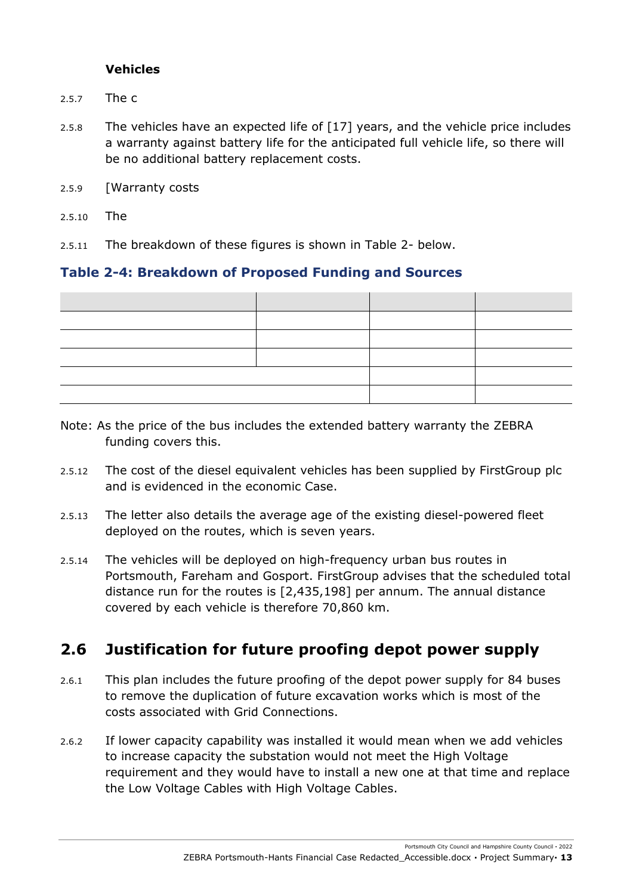**Vehicles**

2.5.7 The c

2.5.8 The vehicles have an expected life of [17] years, and the vehicle price includes a warranty against battery life for the anticipated full vehicle life, so there will be no additional battery replacement costs.

2.5.9 [Warranty costs

2.5.10 The

2.5.11 The breakdown of these figures is shown in Table 2- below.

### Table 2-4: Breakdown of Proposed Funding and Sources

| | | | |
|---|---|---|---|
| | | | |
| | | | |
| | | | |
| | | | |
| | | | |

Note: As the price of the bus includes the extended battery warranty the ZEBRA funding covers this.

2.5.12 The cost of the diesel equivalent vehicles has been supplied by FirstGroup plc and is evidenced in the economic Case.

2.5.13 The letter also details the average age of the existing diesel-powered fleet deployed on the routes, which is seven years.

2.5.14 The vehicles will be deployed on high-frequency urban bus routes in Portsmouth, Fareham and Gosport. FirstGroup advises that the scheduled total distance run for the routes is [2,435,198] per annum. The annual distance covered by each vehicle is therefore 70,860 km.

## 2.6 Justification for future proofing depot power supply

2.6.1 This plan includes the future proofing of the depot power supply for 84 buses to remove the duplication of future excavation works which is most of the costs associated with Grid Connections.

2.6.2 If lower capacity capability was installed it would mean when we add vehicles to increase capacity the substation would not meet the High Voltage requirement and they would have to install a new one at that time and replace the Low Voltage Cables with High Voltage Cables.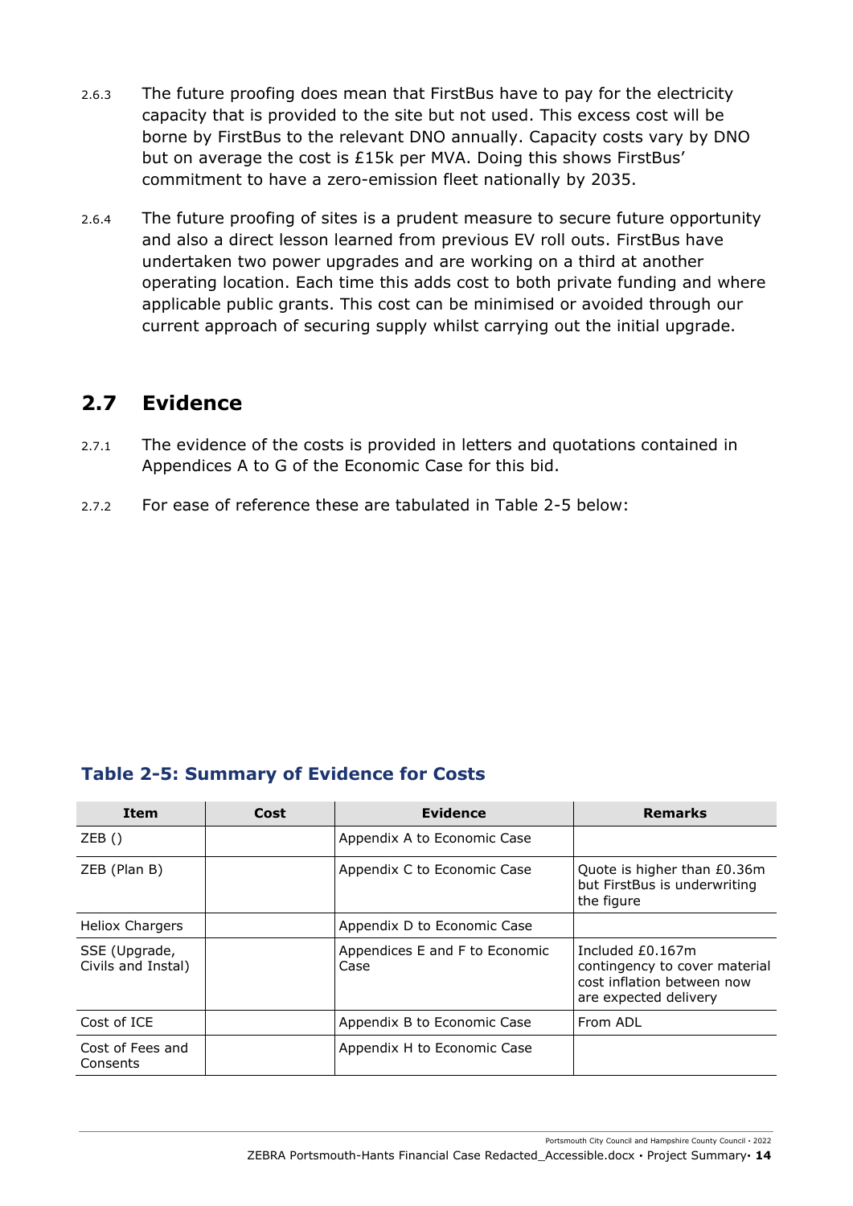2.6.3 The future proofing does mean that FirstBus have to pay for the electricity capacity that is provided to the site but not used. This excess cost will be borne by FirstBus to the relevant DNO annually. Capacity costs vary by DNO but on average the cost is £15k per MVA. Doing this shows FirstBus' commitment to have a zero-emission fleet nationally by 2035.

2.6.4 The future proofing of sites is a prudent measure to secure future opportunity and also a direct lesson learned from previous EV roll outs. FirstBus have undertaken two power upgrades and are working on a third at another operating location. Each time this adds cost to both private funding and where applicable public grants. This cost can be minimised or avoided through our current approach of securing supply whilst carrying out the initial upgrade.

## 2.7 Evidence

2.7.1 The evidence of the costs is provided in letters and quotations contained in Appendices A to G of the Economic Case for this bid.

2.7.2 For ease of reference these are tabulated in Table 2-5 below:

### Table 2-5: Summary of Evidence for Costs

| Item | Cost | Evidence | Remarks |
|---|---|---|---|
| ZEB () | | Appendix A to Economic Case | |
| ZEB (Plan B) | | Appendix C to Economic Case | Quote is higher than £0.36m but FirstBus is underwriting the figure |
| Heliox Chargers | | Appendix D to Economic Case | |
| SSE (Upgrade, Civils and Instal) | | Appendices E and F to Economic Case | Included £0.167m contingency to cover material cost inflation between now are expected delivery |
| Cost of ICE | | Appendix B to Economic Case | From ADL |
| Cost of Fees and Consents | | Appendix H to Economic Case | |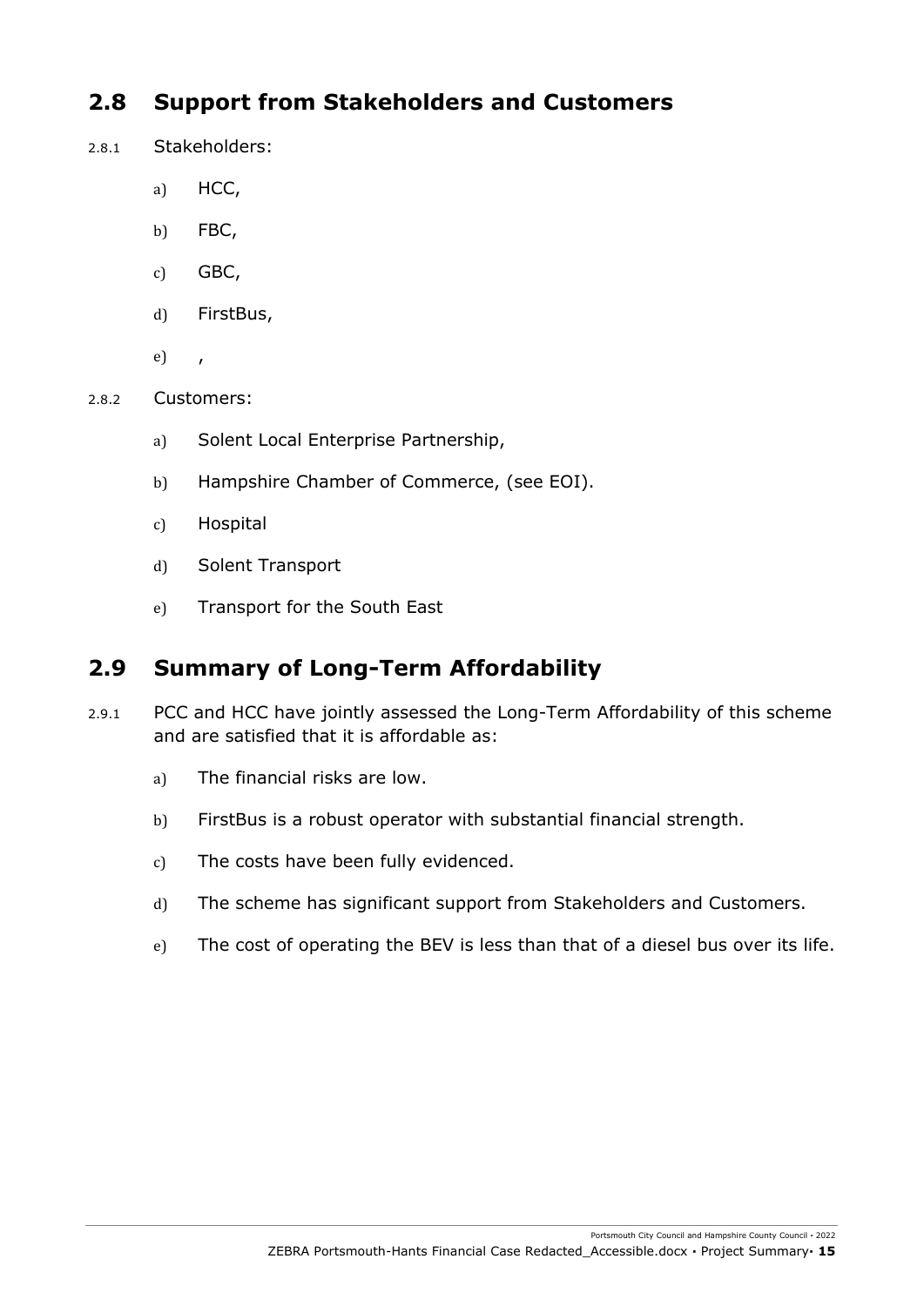## 2.8 Support from Stakeholders and Customers

2.8.1 Stakeholders:

a) HCC,

b) FBC,

c) GBC,

d) FirstBus,

e) ,

2.8.2 Customers:

a) Solent Local Enterprise Partnership,

b) Hampshire Chamber of Commerce, (see EOI).

c) Hospital

d) Solent Transport

e) Transport for the South East

## 2.9 Summary of Long-Term Affordability

2.9.1 PCC and HCC have jointly assessed the Long-Term Affordability of this scheme and are satisfied that it is affordable as:

a) The financial risks are low.

b) FirstBus is a robust operator with substantial financial strength.

c) The costs have been fully evidenced.

d) The scheme has significant support from Stakeholders and Customers.

e) The cost of operating the BEV is less than that of a diesel bus over its life.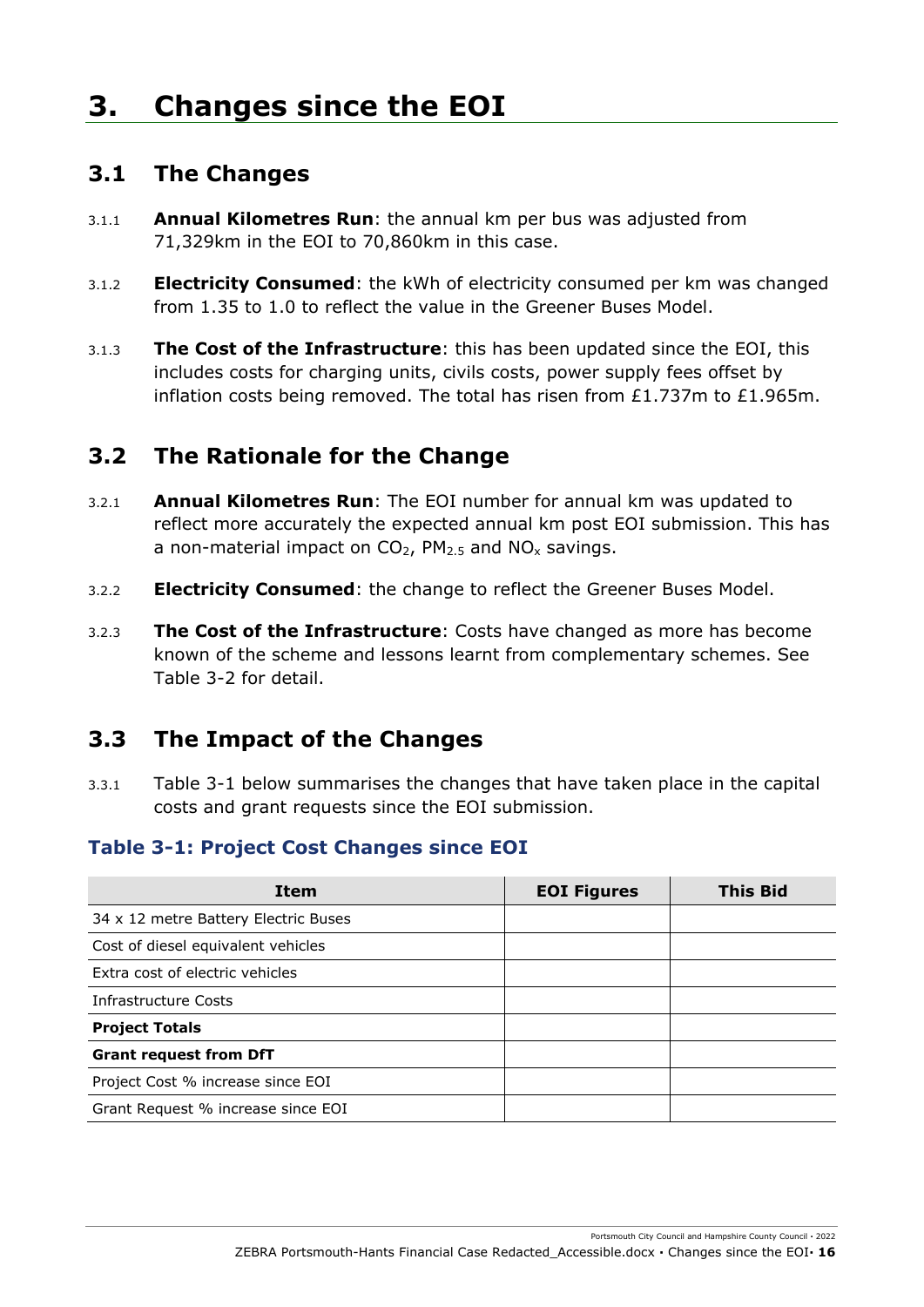# 3. Changes since the EOI

## 3.1 The Changes

3.1.1 **Annual Kilometres Run**: the annual km per bus was adjusted from 71,329km in the EOI to 70,860km in this case.

3.1.2 **Electricity Consumed**: the kWh of electricity consumed per km was changed from 1.35 to 1.0 to reflect the value in the Greener Buses Model.

3.1.3 **The Cost of the Infrastructure**: this has been updated since the EOI, this includes costs for charging units, civils costs, power supply fees offset by inflation costs being removed. The total has risen from £1.737m to £1.965m.

## 3.2 The Rationale for the Change

3.2.1 **Annual Kilometres Run**: The EOI number for annual km was updated to reflect more accurately the expected annual km post EOI submission. This has a non-material impact on $CO_2$, $PM_{2.5}$ and $NO_x$ savings.

3.2.2 **Electricity Consumed**: the change to reflect the Greener Buses Model.

3.2.3 **The Cost of the Infrastructure**: Costs have changed as more has become known of the scheme and lessons learnt from complementary schemes. See Table 3-2 for detail.

## 3.3 The Impact of the Changes

3.3.1 Table 3-1 below summarises the changes that have taken place in the capital costs and grant requests since the EOI submission.

### Table 3-1: Project Cost Changes since EOI

| Item | EOI Figures | This Bid |
|---|---|---|
| 34 x 12 metre Battery Electric Buses | | |
| Cost of diesel equivalent vehicles | | |
| Extra cost of electric vehicles | | |
| Infrastructure Costs | | |
| **Project Totals** | | |
| **Grant request from DfT** | | |
| Project Cost % increase since EOI | | |
| Grant Request % increase since EOI | | |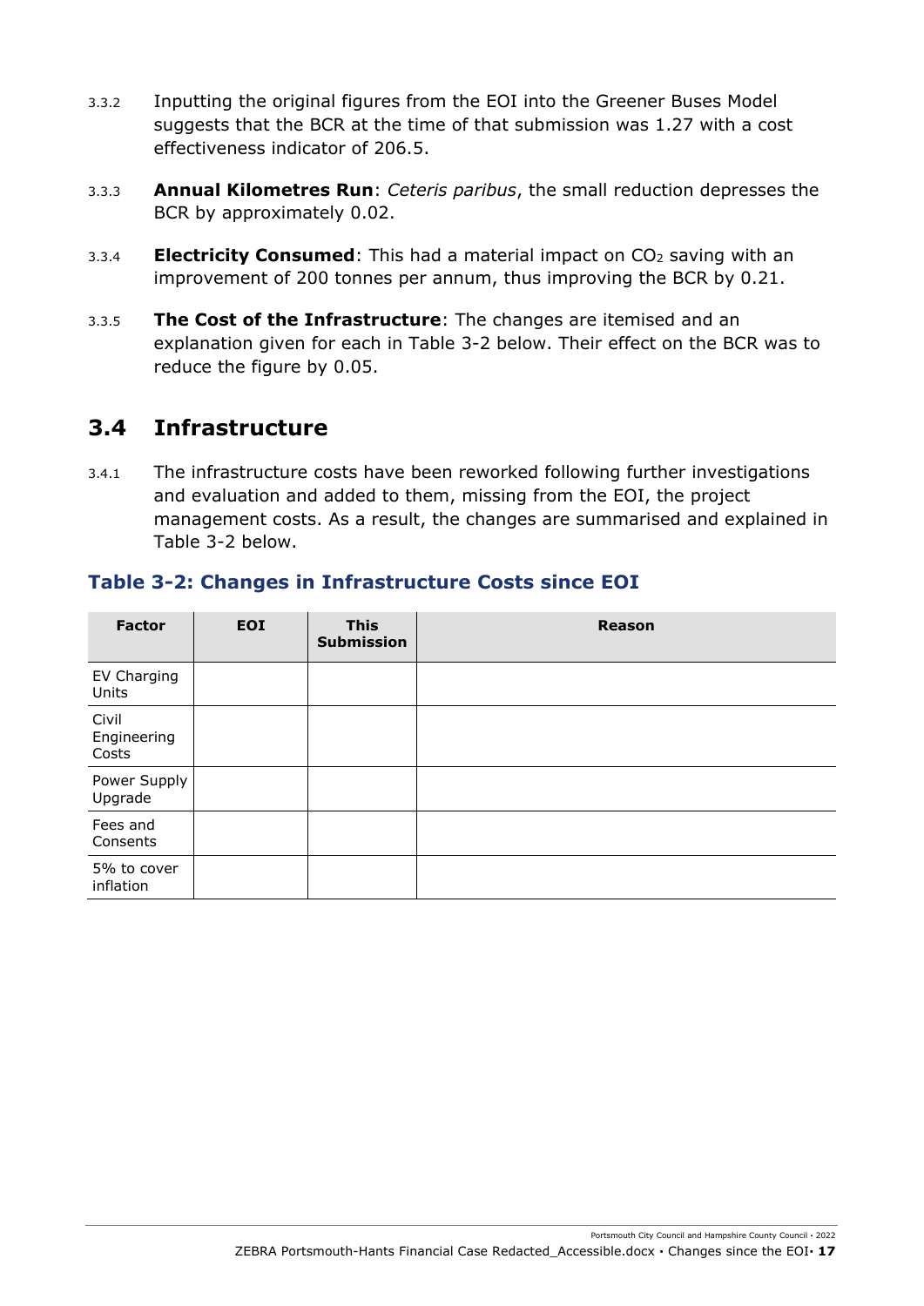3.3.2 Inputting the original figures from the EOI into the Greener Buses Model suggests that the BCR at the time of that submission was 1.27 with a cost effectiveness indicator of 206.5.

3.3.3 **Annual Kilometres Run**: *Ceteris paribus*, the small reduction depresses the BCR by approximately 0.02.

3.3.4 **Electricity Consumed**: This had a material impact on $CO_2$ saving with an improvement of 200 tonnes per annum, thus improving the BCR by 0.21.

3.3.5 **The Cost of the Infrastructure**: The changes are itemised and an explanation given for each in Table 3-2 below. Their effect on the BCR was to reduce the figure by 0.05.

## 3.4 Infrastructure

3.4.1 The infrastructure costs have been reworked following further investigations and evaluation and added to them, missing from the EOI, the project management costs. As a result, the changes are summarised and explained in Table 3-2 below.

### Table 3-2: Changes in Infrastructure Costs since EOI

| Factor | EOI | This Submission | Reason |
| --- | --- | --- | --- |
| EV Charging Units | | | |
| Civil Engineering Costs | | | |
| Power Supply Upgrade | | | |
| Fees and Consents | | | |
| 5% to cover inflation | | | |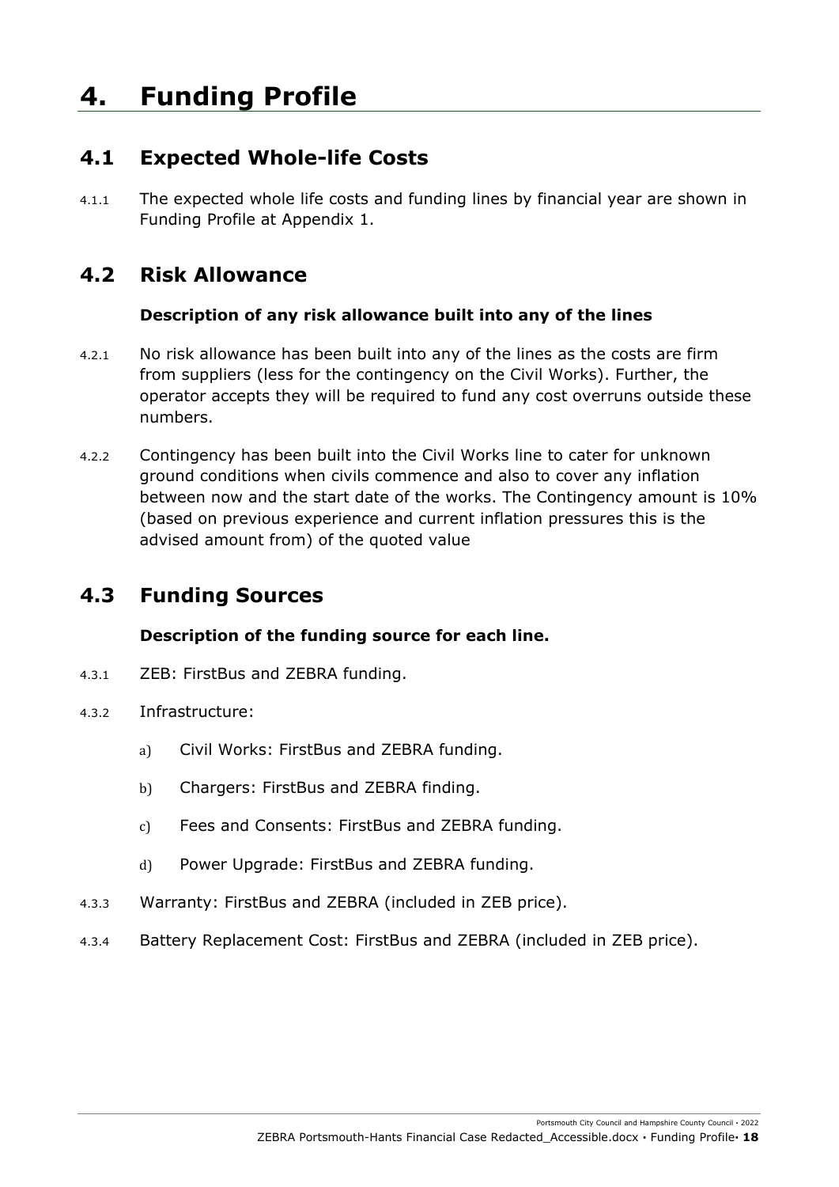# 4. Funding Profile

## 4.1 Expected Whole-life Costs

4.1.1 The expected whole life costs and funding lines by financial year are shown in Funding Profile at Appendix 1.

## 4.2 Risk Allowance

**Description of any risk allowance built into any of the lines**

4.2.1 No risk allowance has been built into any of the lines as the costs are firm from suppliers (less for the contingency on the Civil Works). Further, the operator accepts they will be required to fund any cost overruns outside these numbers.

4.2.2 Contingency has been built into the Civil Works line to cater for unknown ground conditions when civils commence and also to cover any inflation between now and the start date of the works. The Contingency amount is 10% (based on previous experience and current inflation pressures this is the advised amount from) of the quoted value

## 4.3 Funding Sources

**Description of the funding source for each line.**

4.3.1 ZEB: FirstBus and ZEBRA funding.

4.3.2 Infrastructure:

a) Civil Works: FirstBus and ZEBRA funding.

b) Chargers: FirstBus and ZEBRA finding.

c) Fees and Consents: FirstBus and ZEBRA funding.

d) Power Upgrade: FirstBus and ZEBRA funding.

4.3.3 Warranty: FirstBus and ZEBRA (included in ZEB price).

4.3.4 Battery Replacement Cost: FirstBus and ZEBRA (included in ZEB price).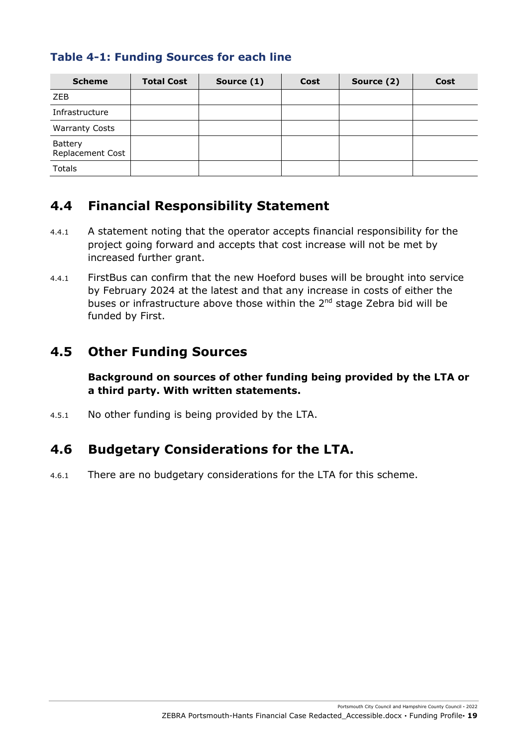**Table 4-1: Funding Sources for each line**

| Scheme | Total Cost | Source (1) | Cost | Source (2) | Cost |
|---|---|---|---|---|---|
| ZEB | | | | | |
| Infrastructure | | | | | |
| Warranty Costs | | | | | |
| Battery Replacement Cost | | | | | |
| Totals | | | | | |

## 4.4 Financial Responsibility Statement

4.4.1 A statement noting that the operator accepts financial responsibility for the project going forward and accepts that cost increase will not be met by increased further grant.

4.4.1 FirstBus can confirm that the new Hoeford buses will be brought into service by February 2024 at the latest and that any increase in costs of either the buses or infrastructure above those within the 2nd stage Zebra bid will be funded by First.

## 4.5 Other Funding Sources

**Background on sources of other funding being provided by the LTA or a third party. With written statements.**

4.5.1 No other funding is being provided by the LTA.

## 4.6 Budgetary Considerations for the LTA.

4.6.1 There are no budgetary considerations for the LTA for this scheme.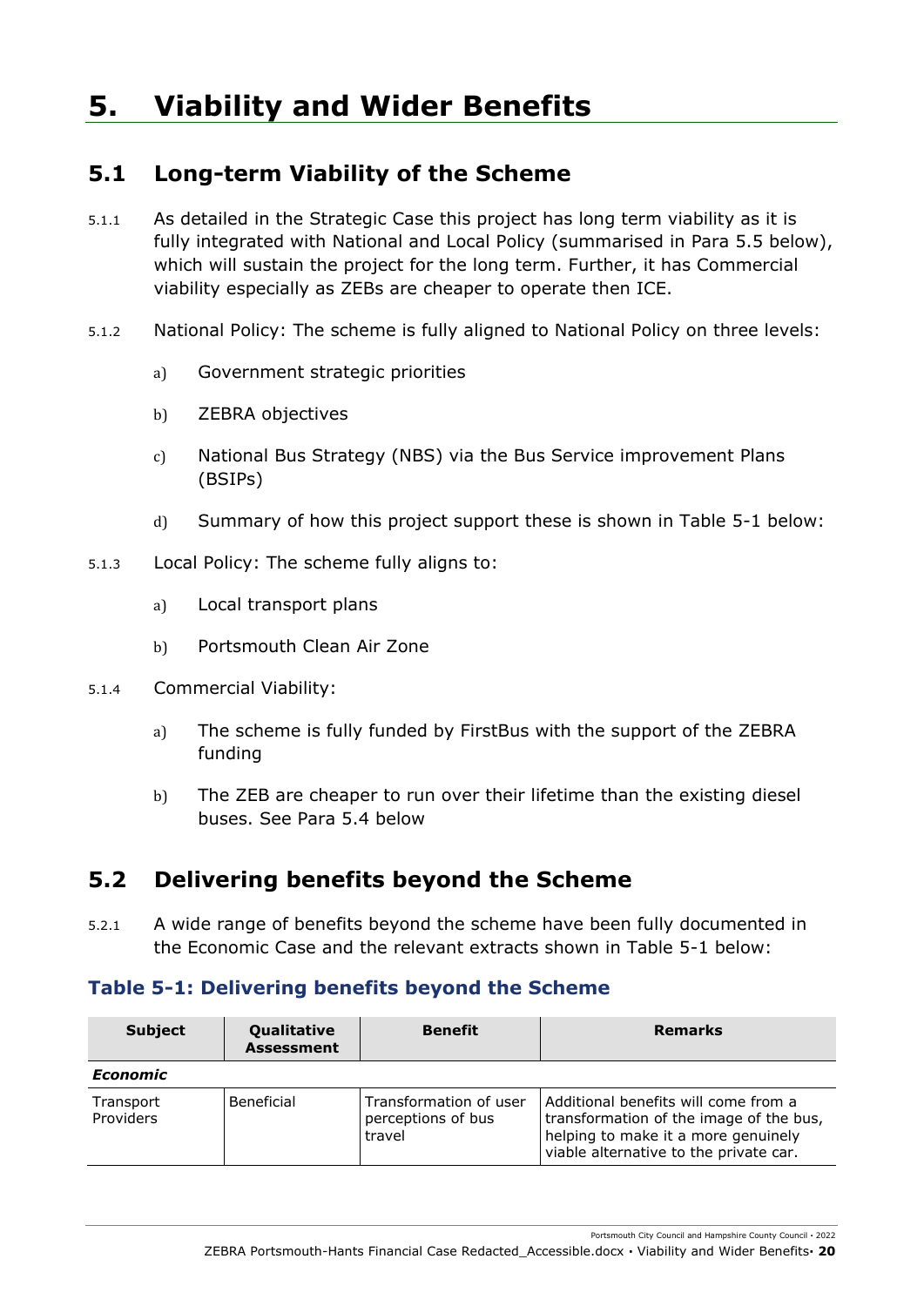# 5. Viability and Wider Benefits

## 5.1 Long-term Viability of the Scheme

5.1.1 As detailed in the Strategic Case this project has long term viability as it is fully integrated with National and Local Policy (summarised in Para 5.5 below), which will sustain the project for the long term. Further, it has Commercial viability especially as ZEBs are cheaper to operate then ICE.

5.1.2 National Policy: The scheme is fully aligned to National Policy on three levels:

a) Government strategic priorities

b) ZEBRA objectives

c) National Bus Strategy (NBS) via the Bus Service improvement Plans (BSIPs)

d) Summary of how this project support these is shown in Table 5-1 below:

5.1.3 Local Policy: The scheme fully aligns to:

a) Local transport plans

b) Portsmouth Clean Air Zone

5.1.4 Commercial Viability:

a) The scheme is fully funded by FirstBus with the support of the ZEBRA funding

b) The ZEB are cheaper to run over their lifetime than the existing diesel buses. See Para 5.4 below

## 5.2 Delivering benefits beyond the Scheme

5.2.1 A wide range of benefits beyond the scheme have been fully documented in the Economic Case and the relevant extracts shown in Table 5-1 below:

### Table 5-1: Delivering benefits beyond the Scheme

| Subject | Qualitative Assessment | Benefit | Remarks |
|---|---|---|---|
| ***Economic*** | | | |
| Transport Providers | Beneficial | Transformation of user perceptions of bus travel | Additional benefits will come from a transformation of the image of the bus, helping to make it a more genuinely viable alternative to the private car. |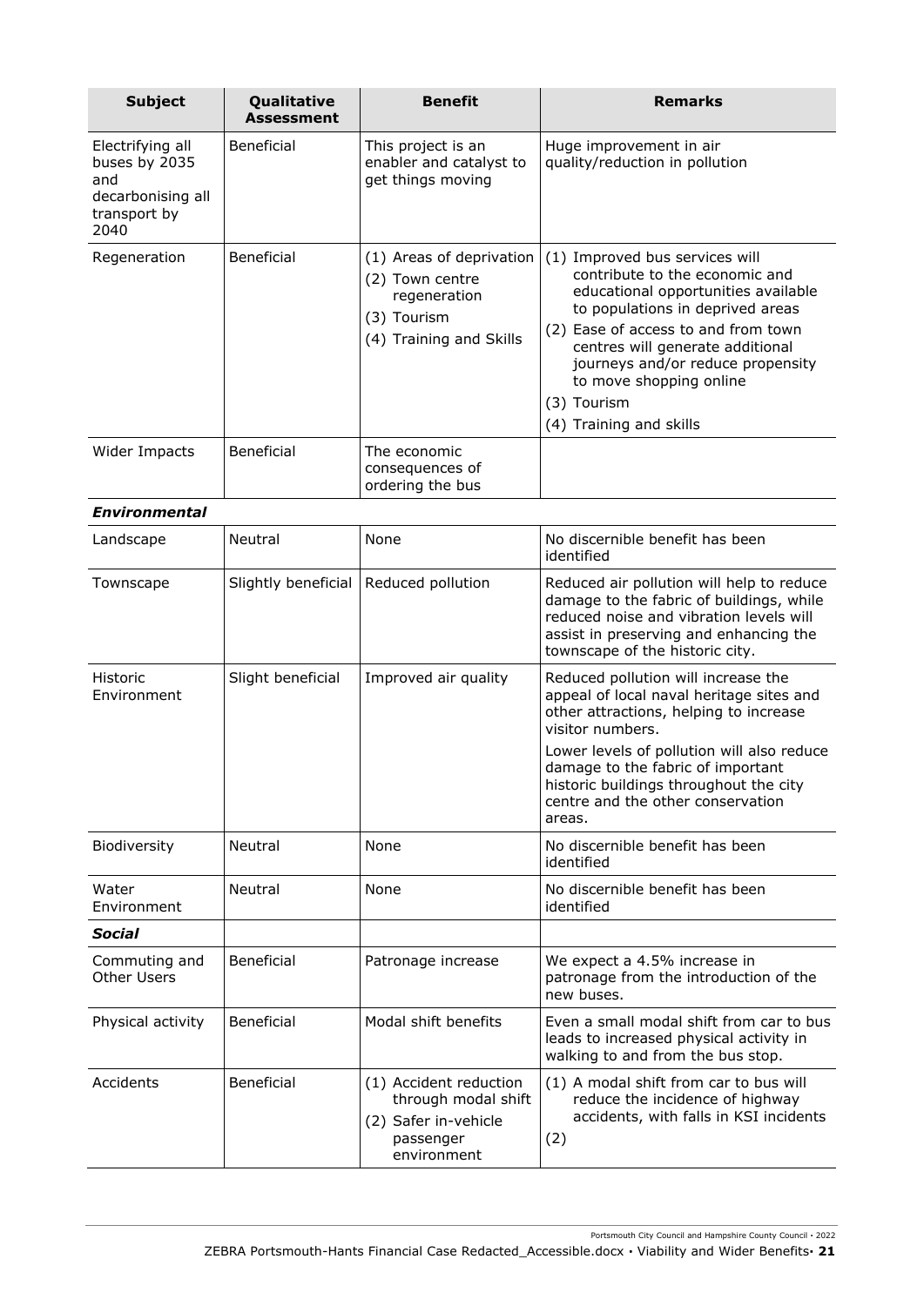| Subject | Qualitative Assessment | Benefit | Remarks |
|---|---|---|---|
| Electrifying all buses by 2035 and decarbonising all transport by 2040 | Beneficial | This project is an enabler and catalyst to get things moving | Huge improvement in air quality/reduction in pollution |
| Regeneration | Beneficial | (1) Areas of deprivation (2) Town centre regeneration (3) Tourism (4) Training and Skills | (1) Improved bus services will contribute to the economic and educational opportunities available to populations in deprived areas (2) Ease of access to and from town centres will generate additional journeys and/or reduce propensity to move shopping online (3) Tourism (4) Training and skills |
| Wider Impacts | Beneficial | The economic consequences of ordering the bus | |
| ***Environmental*** | | | |
| Landscape | Neutral | None | No discernible benefit has been identified |
| Townscape | Slightly beneficial | Reduced pollution | Reduced air pollution will help to reduce damage to the fabric of buildings, while reduced noise and vibration levels will assist in preserving and enhancing the townscape of the historic city. |
| Historic Environment | Slight beneficial | Improved air quality | Reduced pollution will increase the appeal of local naval heritage sites and other attractions, helping to increase visitor numbers. Lower levels of pollution will also reduce damage to the fabric of important historic buildings throughout the city centre and the other conservation areas. |
| Biodiversity | Neutral | None | No discernible benefit has been identified |
| Water Environment | Neutral | None | No discernible benefit has been identified |
| ***Social*** | | | |
| Commuting and Other Users | Beneficial | Patronage increase | We expect a 4.5% increase in patronage from the introduction of the new buses. |
| Physical activity | Beneficial | Modal shift benefits | Even a small modal shift from car to bus leads to increased physical activity in walking to and from the bus stop. |
| Accidents | Beneficial | (1) Accident reduction through modal shift (2) Safer in-vehicle passenger environment | (1) A modal shift from car to bus will reduce the incidence of highway accidents, with falls in KSI incidents (2) |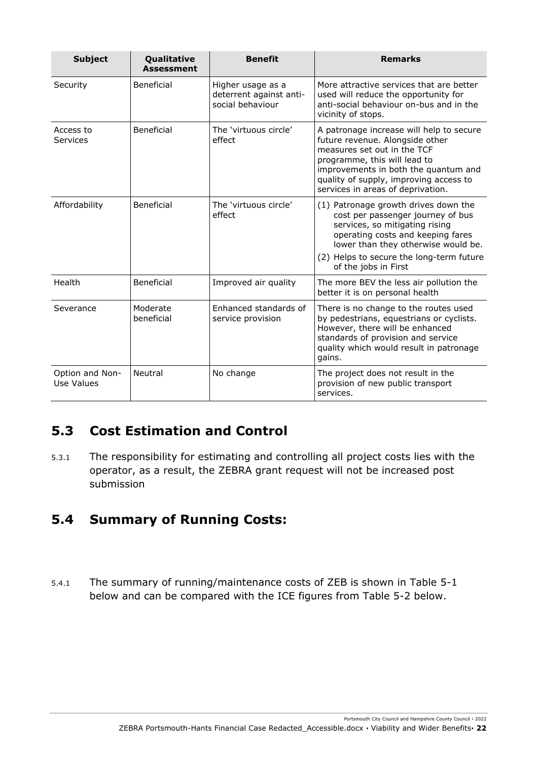| Subject | Qualitative Assessment | Benefit | Remarks |
| --- | --- | --- | --- |
| Security | Beneficial | Higher usage as a deterrent against anti-social behaviour | More attractive services that are better used will reduce the opportunity for anti-social behaviour on-bus and in the vicinity of stops. |
| Access to Services | Beneficial | The 'virtuous circle' effect | A patronage increase will help to secure future revenue. Alongside other measures set out in the TCF programme, this will lead to improvements in both the quantum and quality of supply, improving access to services in areas of deprivation. |
| Affordability | Beneficial | The 'virtuous circle' effect | (1) Patronage growth drives down the cost per passenger journey of bus services, so mitigating rising operating costs and keeping fares lower than they otherwise would be. (2) Helps to secure the long-term future of the jobs in First |
| Health | Beneficial | Improved air quality | The more BEV the less air pollution the better it is on personal health |
| Severance | Moderate beneficial | Enhanced standards of service provision | There is no change to the routes used by pedestrians, equestrians or cyclists. However, there will be enhanced standards of provision and service quality which would result in patronage gains. |
| Option and Non-Use Values | Neutral | No change | The project does not result in the provision of new public transport services. |

## 5.3 Cost Estimation and Control

5.3.1 The responsibility for estimating and controlling all project costs lies with the operator, as a result, the ZEBRA grant request will not be increased post submission

## 5.4 Summary of Running Costs:

5.4.1 The summary of running/maintenance costs of ZEB is shown in Table 5-1 below and can be compared with the ICE figures from Table 5-2 below.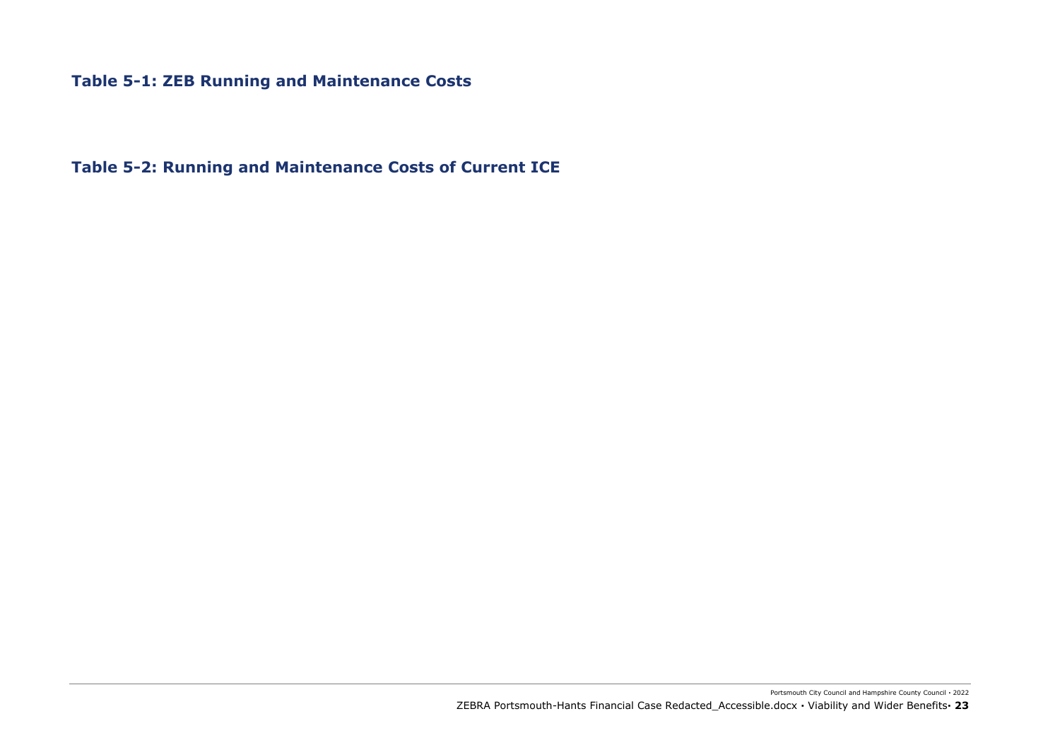**Table 5-1: ZEB Running and Maintenance Costs**

**Table 5-2: Running and Maintenance Costs of Current ICE**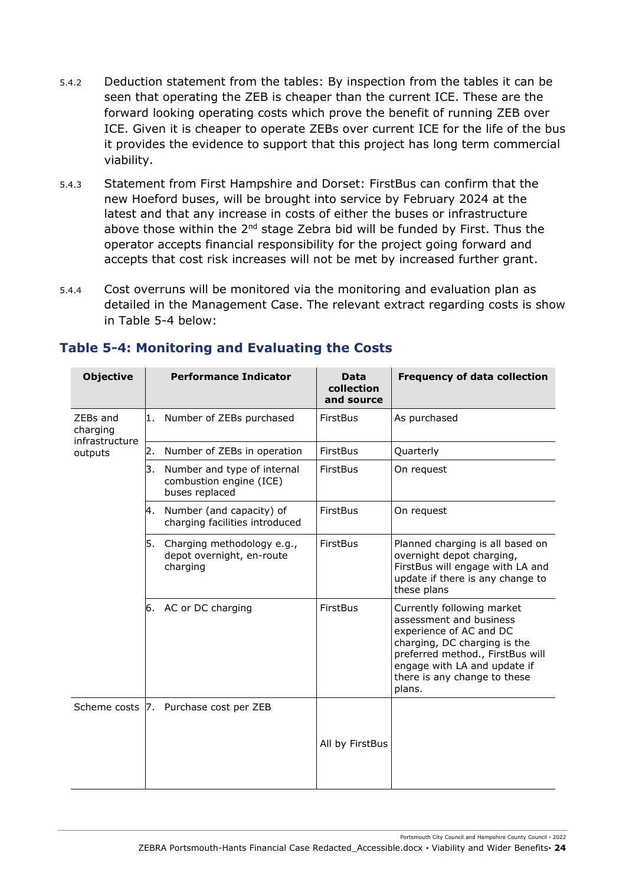5.4.2 Deduction statement from the tables: By inspection from the tables it can be seen that operating the ZEB is cheaper than the current ICE. These are the forward looking operating costs which prove the benefit of running ZEB over ICE. Given it is cheaper to operate ZEBs over current ICE for the life of the bus it provides the evidence to support that this project has long term commercial viability.

5.4.3 Statement from First Hampshire and Dorset: FirstBus can confirm that the new Hoeford buses, will be brought into service by February 2024 at the latest and that any increase in costs of either the buses or infrastructure above those within the 2nd stage Zebra bid will be funded by First. Thus the operator accepts financial responsibility for the project going forward and accepts that cost risk increases will not be met by increased further grant.

5.4.4 Cost overruns will be monitored via the monitoring and evaluation plan as detailed in the Management Case. The relevant extract regarding costs is show in Table 5-4 below:

### Table 5-4: Monitoring and Evaluating the Costs

| Objective | Performance Indicator | Data collection and source | Frequency of data collection |
|---|---|---|---|
| ZEBs and charging infrastructure outputs | 1. Number of ZEBs purchased | FirstBus | As purchased |
| | 2. Number of ZEBs in operation | FirstBus | Quarterly |
| | 3. Number and type of internal combustion engine (ICE) buses replaced | FirstBus | On request |
| | 4. Number (and capacity) of charging facilities introduced | FirstBus | On request |
| | 5. Charging methodology e.g., depot overnight, en-route charging | FirstBus | Planned charging is all based on overnight depot charging, FirstBus will engage with LA and update if there is any change to these plans |
| | 6. AC or DC charging | FirstBus | Currently following market assessment and business experience of AC and DC charging, DC charging is the preferred method., FirstBus will engage with LA and update if there is any change to these plans. |
| Scheme costs | 7. Purchase cost per ZEB | All by FirstBus | |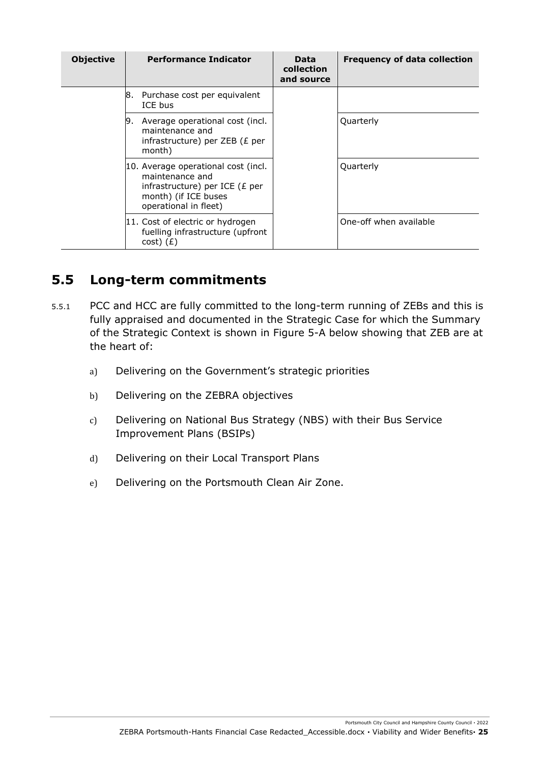| Objective | Performance Indicator | Data collection and source | Frequency of data collection |
|---|---|---|---|
| | 8. Purchase cost per equivalent ICE bus | | |
| | 9. Average operational cost (incl. maintenance and infrastructure) per ZEB (£ per month) | | Quarterly |
| | 10. Average operational cost (incl. maintenance and infrastructure) per ICE (£ per month) (if ICE buses operational in fleet) | | Quarterly |
| | 11. Cost of electric or hydrogen fuelling infrastructure (upfront cost) (£) | | One-off when available |

## 5.5 Long-term commitments

5.5.1 PCC and HCC are fully committed to the long-term running of ZEBs and this is fully appraised and documented in the Strategic Case for which the Summary of the Strategic Context is shown in Figure 5-A below showing that ZEB are at the heart of:

a) Delivering on the Government's strategic priorities

b) Delivering on the ZEBRA objectives

c) Delivering on National Bus Strategy (NBS) with their Bus Service Improvement Plans (BSIPs)

d) Delivering on their Local Transport Plans

e) Delivering on the Portsmouth Clean Air Zone.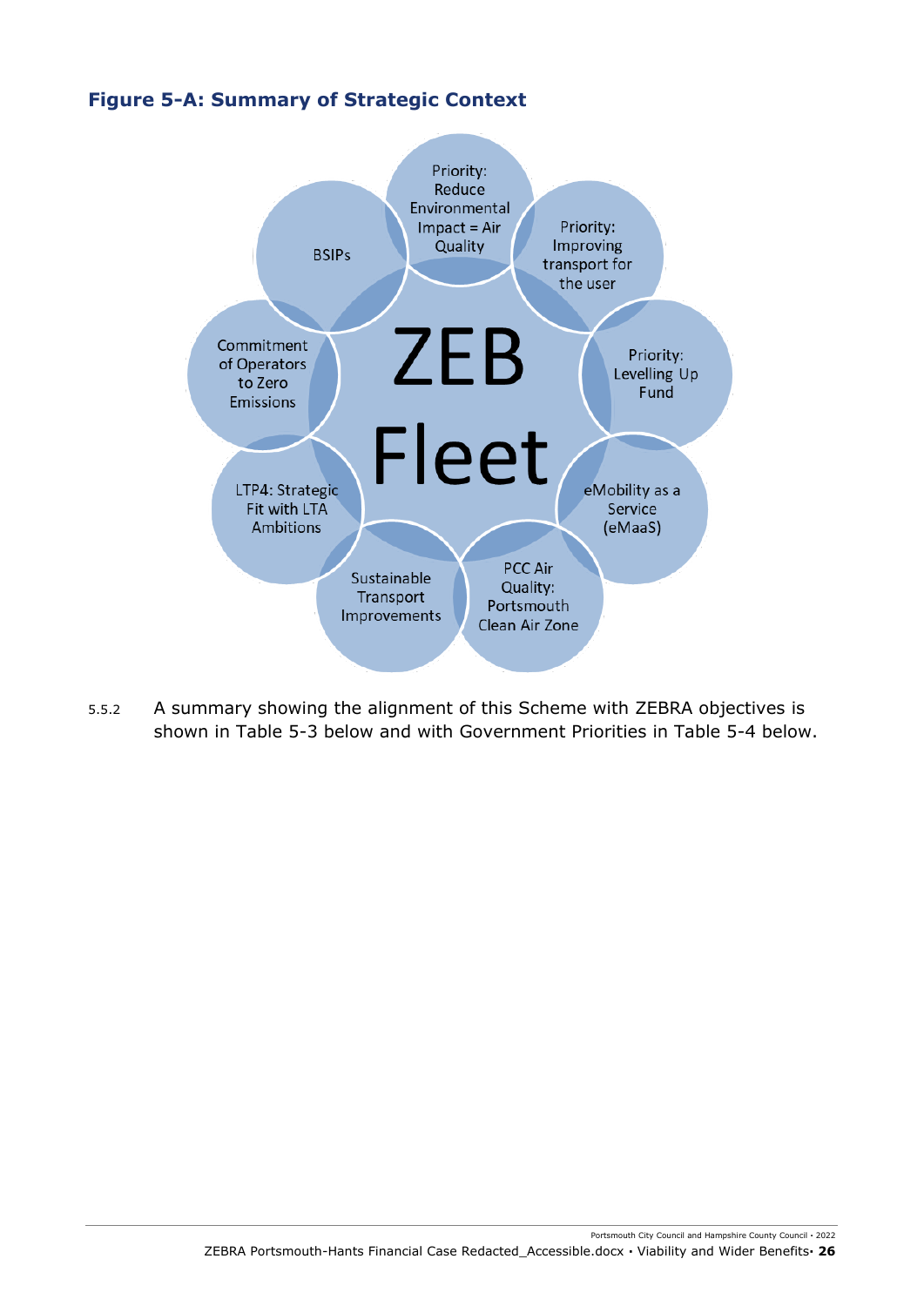**Figure 5-A: Summary of Strategic Context**

ZEB Fleet

- Priority: Reduce Environmental Impact = Air Quality
- Priority: Improving transport for the user
- Priority: Levelling Up Fund
- eMobility as a Service (eMaaS)
- PCC Air Quality: Portsmouth Clean Air Zone
- Sustainable Transport Improvements
- LTP4: Strategic Fit with LTA Ambitions
- Commitment of Operators to Zero Emissions
- BSIPs

5.5.2 A summary showing the alignment of this Scheme with ZEBRA objectives is shown in Table 5-3 below and with Government Priorities in Table 5-4 below.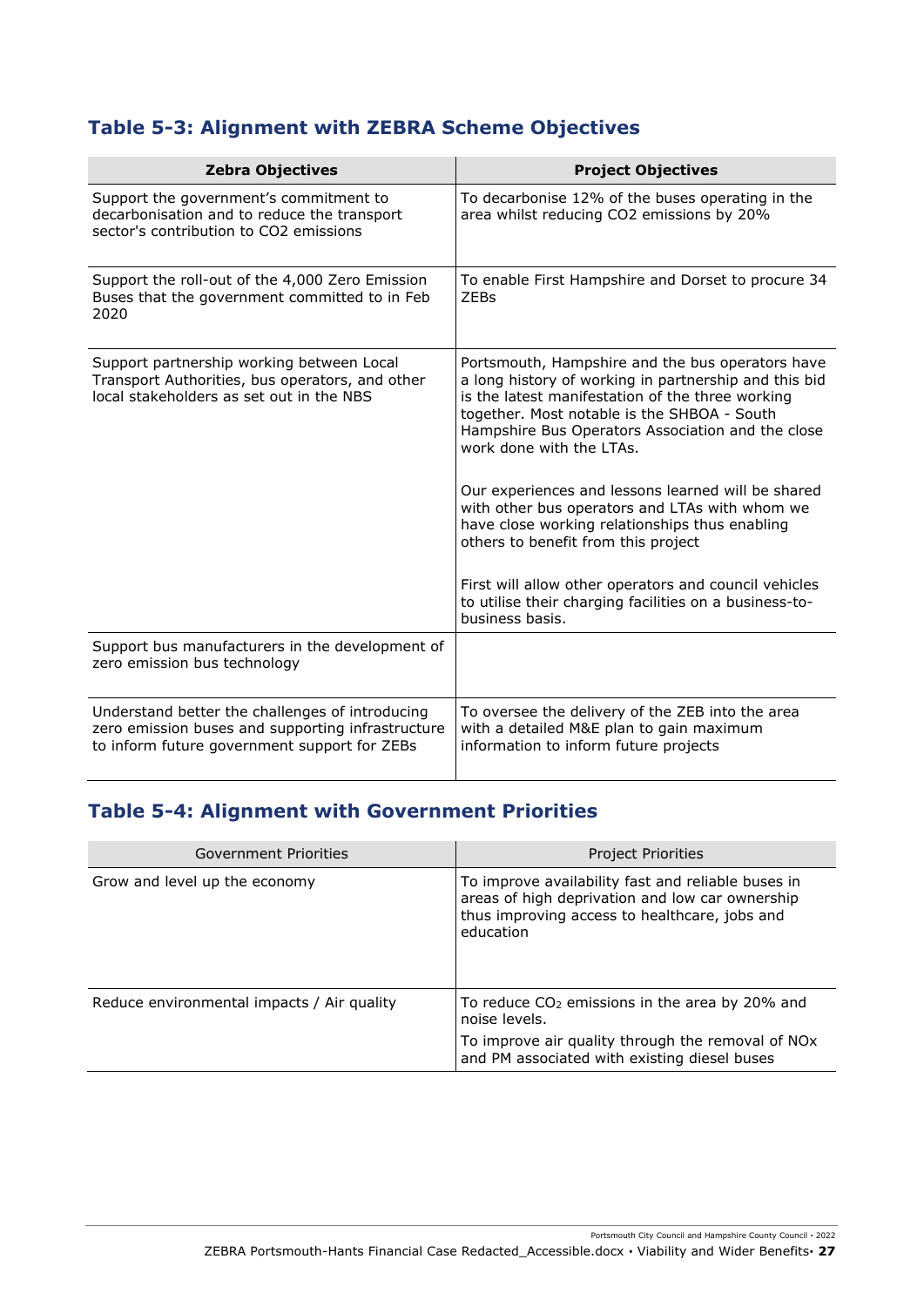## Table 5-3: Alignment with ZEBRA Scheme Objectives

| Zebra Objectives | Project Objectives |
|---|---|
| Support the government's commitment to decarbonisation and to reduce the transport sector's contribution to CO2 emissions | To decarbonise 12% of the buses operating in the area whilst reducing CO2 emissions by 20% |
| Support the roll-out of the 4,000 Zero Emission Buses that the government committed to in Feb 2020 | To enable First Hampshire and Dorset to procure 34 ZEBs |
| Support partnership working between Local Transport Authorities, bus operators, and other local stakeholders as set out in the NBS | Portsmouth, Hampshire and the bus operators have a long history of working in partnership and this bid is the latest manifestation of the three working together. Most notable is the SHBOA - South Hampshire Bus Operators Association and the close work done with the LTAs.<br><br>Our experiences and lessons learned will be shared with other bus operators and LTAs with whom we have close working relationships thus enabling others to benefit from this project<br><br>First will allow other operators and council vehicles to utilise their charging facilities on a business-to-business basis. |
| Support bus manufacturers in the development of zero emission bus technology | |
| Understand better the challenges of introducing zero emission buses and supporting infrastructure to inform future government support for ZEBs | To oversee the delivery of the ZEB into the area with a detailed M&E plan to gain maximum information to inform future projects |

## Table 5-4: Alignment with Government Priorities

| Government Priorities | Project Priorities |
|---|---|
| Grow and level up the economy | To improve availability fast and reliable buses in areas of high deprivation and low car ownership thus improving access to healthcare, jobs and education |
| Reduce environmental impacts / Air quality | To reduce $CO_2$ emissions in the area by 20% and noise levels.<br><br>To improve air quality through the removal of NOx and PM associated with existing diesel buses |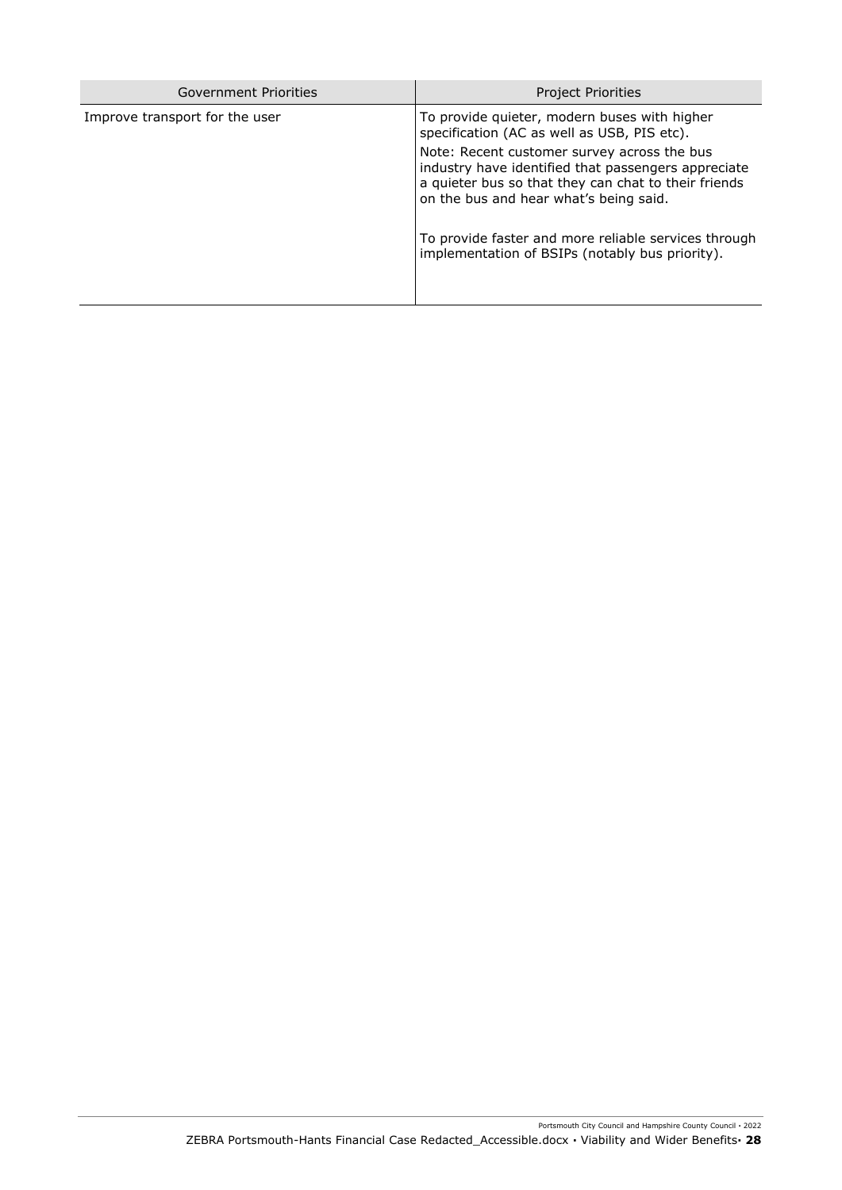| Government Priorities | Project Priorities |
|---|---|
| Improve transport for the user | To provide quieter, modern buses with higher specification (AC as well as USB, PIS etc).<br><br>Note: Recent customer survey across the bus industry have identified that passengers appreciate a quieter bus so that they can chat to their friends on the bus and hear what's being said.<br><br>To provide faster and more reliable services through implementation of BSIPs (notably bus priority). |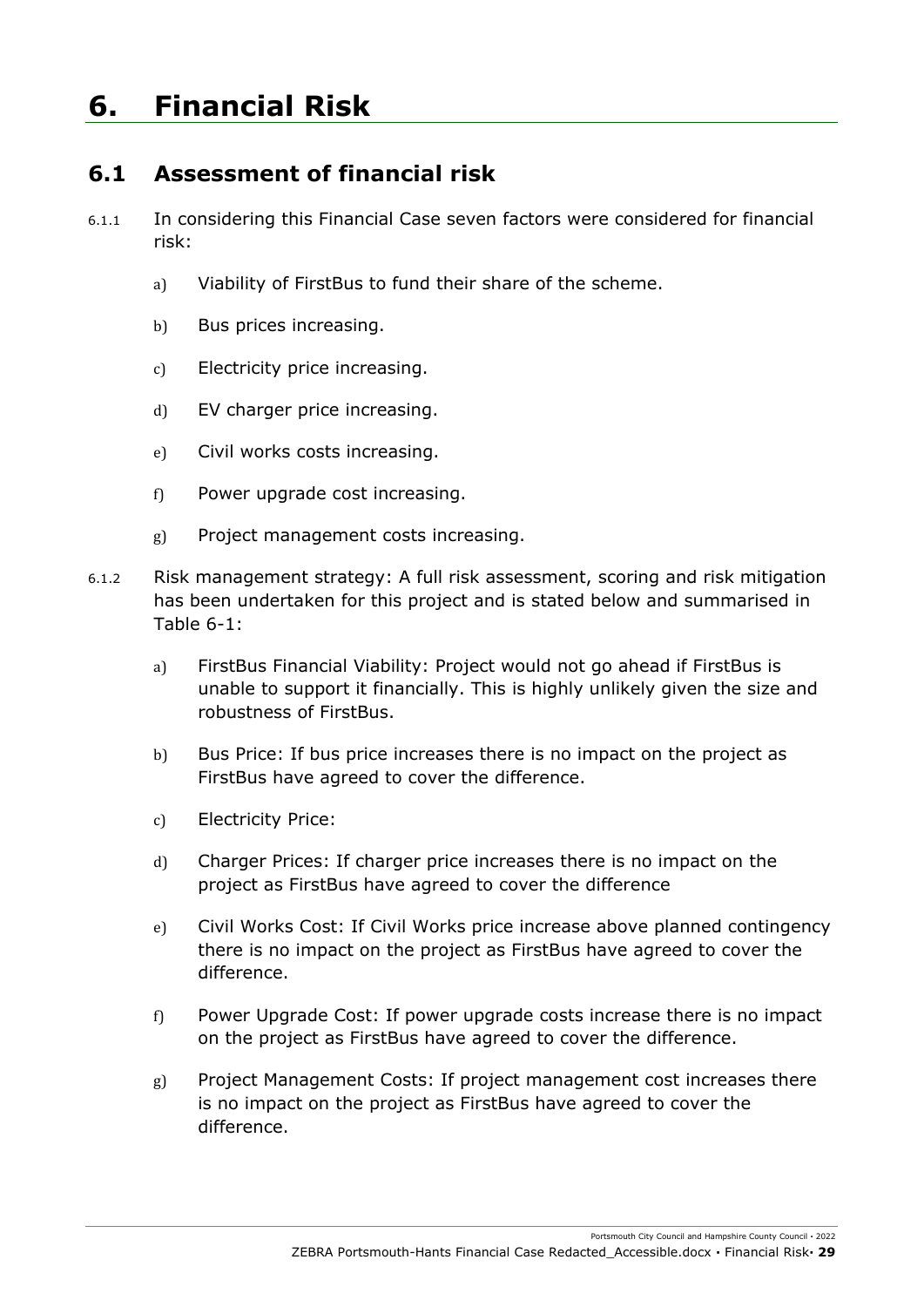# 6. Financial Risk

## 6.1 Assessment of financial risk

6.1.1 In considering this Financial Case seven factors were considered for financial risk:

a) Viability of FirstBus to fund their share of the scheme.

b) Bus prices increasing.

c) Electricity price increasing.

d) EV charger price increasing.

e) Civil works costs increasing.

f) Power upgrade cost increasing.

g) Project management costs increasing.

6.1.2 Risk management strategy: A full risk assessment, scoring and risk mitigation has been undertaken for this project and is stated below and summarised in Table 6-1:

a) FirstBus Financial Viability: Project would not go ahead if FirstBus is unable to support it financially. This is highly unlikely given the size and robustness of FirstBus.

b) Bus Price: If bus price increases there is no impact on the project as FirstBus have agreed to cover the difference.

c) Electricity Price:

d) Charger Prices: If charger price increases there is no impact on the project as FirstBus have agreed to cover the difference

e) Civil Works Cost: If Civil Works price increase above planned contingency there is no impact on the project as FirstBus have agreed to cover the difference.

f) Power Upgrade Cost: If power upgrade costs increase there is no impact on the project as FirstBus have agreed to cover the difference.

g) Project Management Costs: If project management cost increases there is no impact on the project as FirstBus have agreed to cover the difference.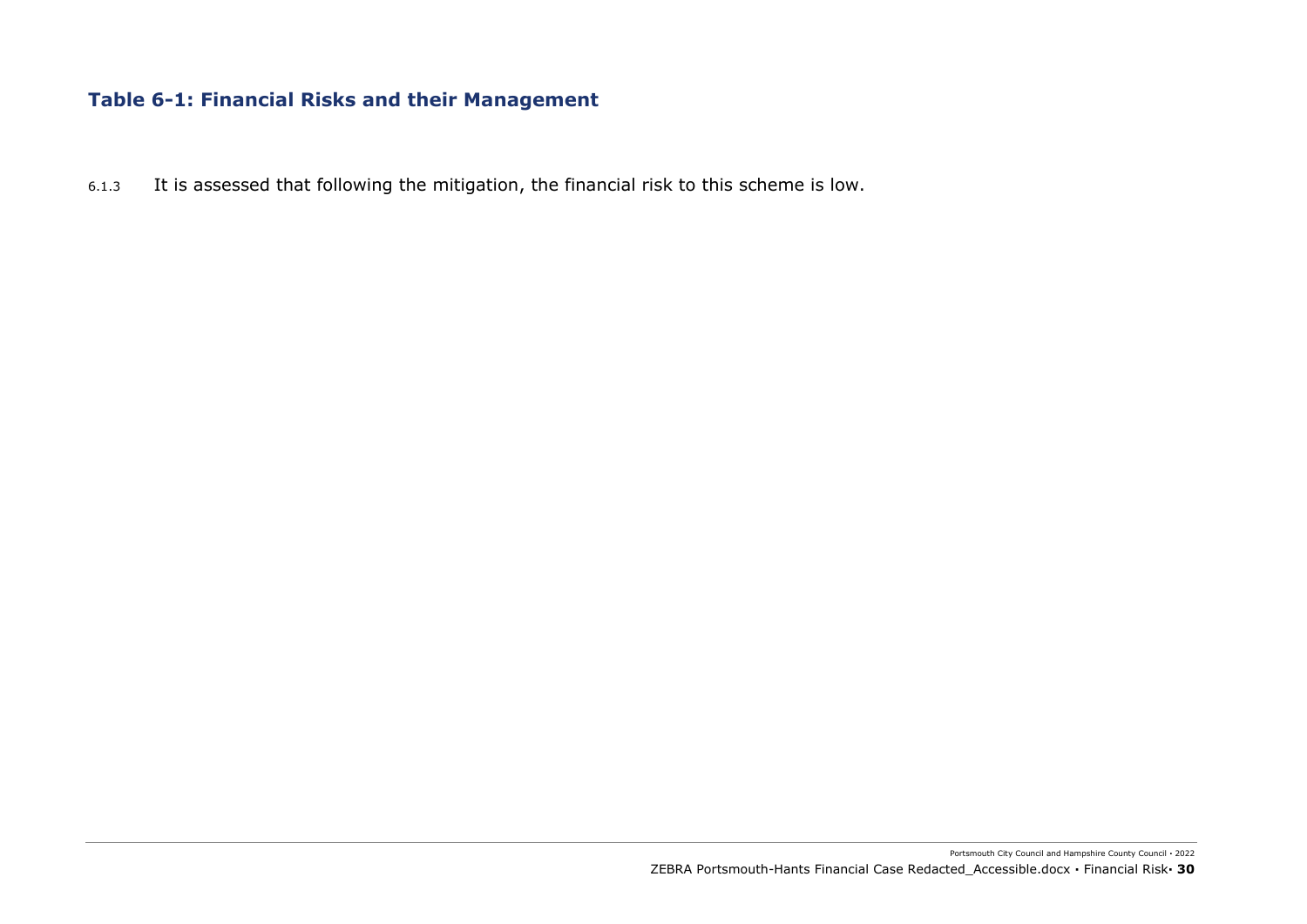**Table 6-1: Financial Risks and their Management**

6.1.3 It is assessed that following the mitigation, the financial risk to this scheme is low.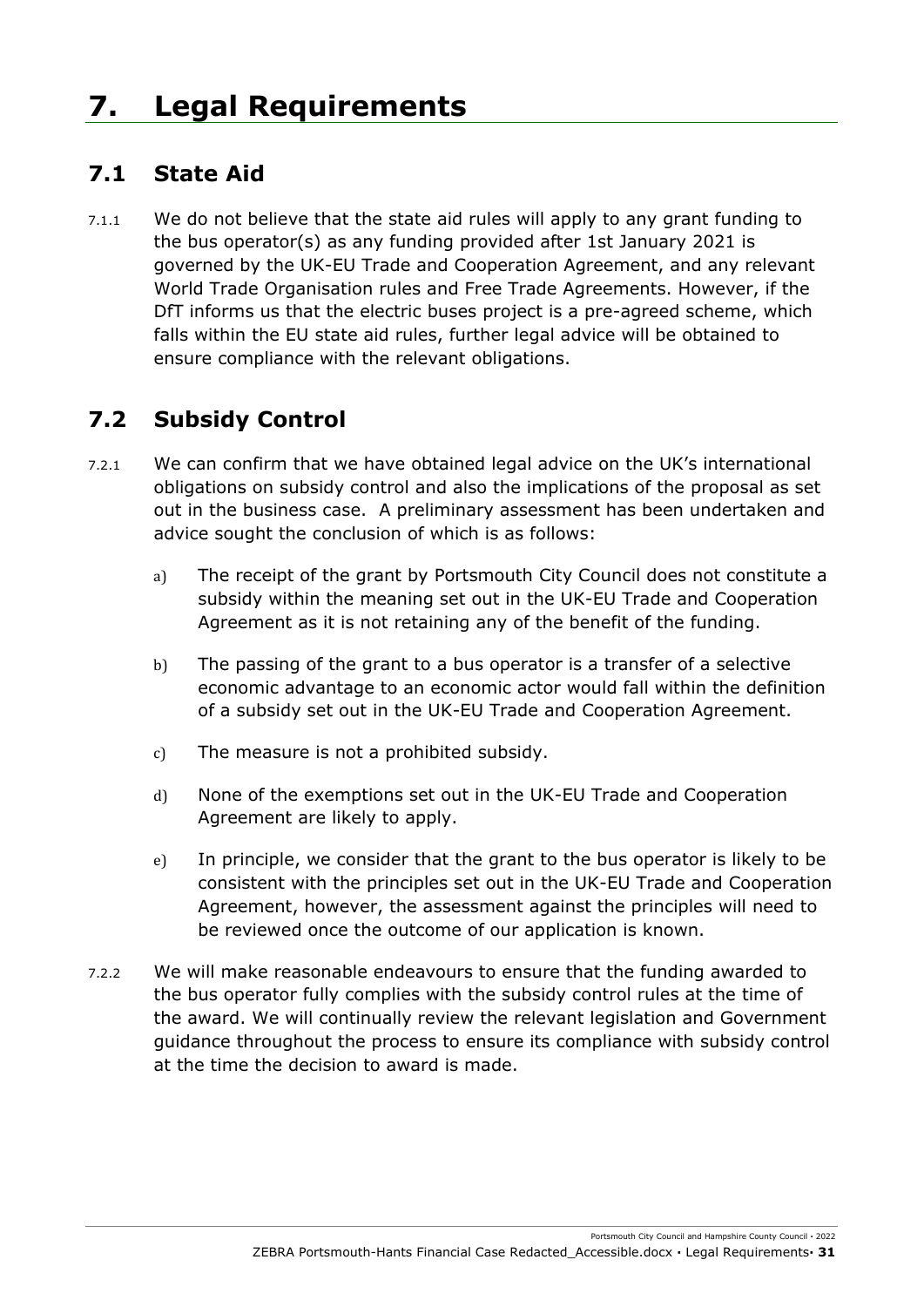# 7. Legal Requirements

## 7.1 State Aid

7.1.1 We do not believe that the state aid rules will apply to any grant funding to the bus operator(s) as any funding provided after 1st January 2021 is governed by the UK-EU Trade and Cooperation Agreement, and any relevant World Trade Organisation rules and Free Trade Agreements. However, if the DfT informs us that the electric buses project is a pre-agreed scheme, which falls within the EU state aid rules, further legal advice will be obtained to ensure compliance with the relevant obligations.

## 7.2 Subsidy Control

7.2.1 We can confirm that we have obtained legal advice on the UK's international obligations on subsidy control and also the implications of the proposal as set out in the business case. A preliminary assessment has been undertaken and advice sought the conclusion of which is as follows:

a) The receipt of the grant by Portsmouth City Council does not constitute a subsidy within the meaning set out in the UK-EU Trade and Cooperation Agreement as it is not retaining any of the benefit of the funding.

b) The passing of the grant to a bus operator is a transfer of a selective economic advantage to an economic actor would fall within the definition of a subsidy set out in the UK-EU Trade and Cooperation Agreement.

c) The measure is not a prohibited subsidy.

d) None of the exemptions set out in the UK-EU Trade and Cooperation Agreement are likely to apply.

e) In principle, we consider that the grant to the bus operator is likely to be consistent with the principles set out in the UK-EU Trade and Cooperation Agreement, however, the assessment against the principles will need to be reviewed once the outcome of our application is known.

7.2.2 We will make reasonable endeavours to ensure that the funding awarded to the bus operator fully complies with the subsidy control rules at the time of the award. We will continually review the relevant legislation and Government guidance throughout the process to ensure its compliance with subsidy control at the time the decision to award is made.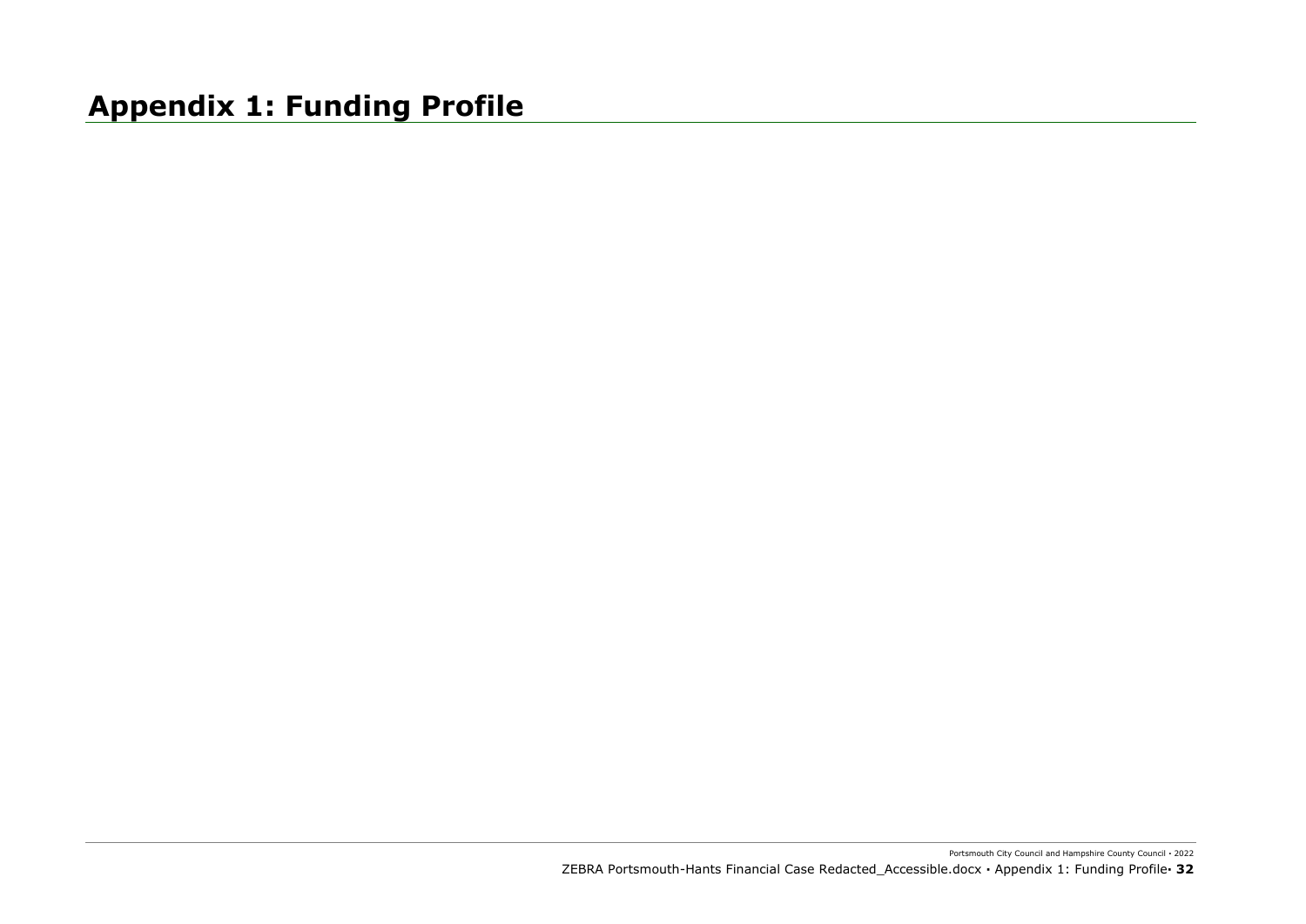# Appendix 1: Funding Profile